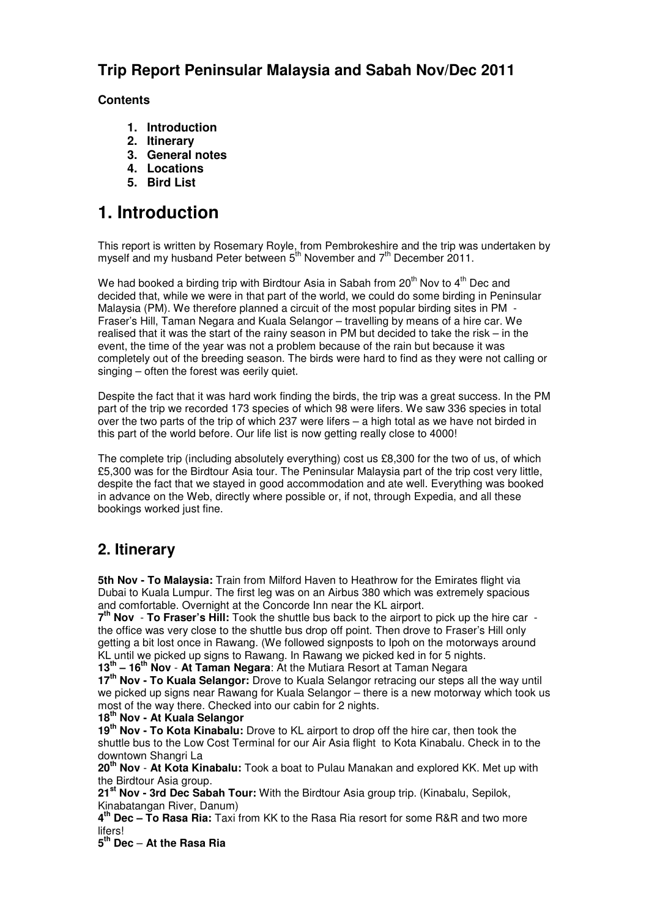## Trip Report Peninsular Malaysia and Sabah Nov/Dec 2011

**Contents**

1. **Introduction**
2. **Itinerary**
3. **General notes**
4. **Locations**
5. **Bird List**

# 1. Introduction

This report is written by Rosemary Royle, from Pembrokeshire and the trip was undertaken by myself and my husband Peter between 5th November and 7th December 2011.

We had booked a birding trip with Birdtour Asia in Sabah from 20th Nov to 4th Dec and decided that, while we were in that part of the world, we could do some birding in Peninsular Malaysia (PM). We therefore planned a circuit of the most popular birding sites in PM - Fraser's Hill, Taman Negara and Kuala Selangor – travelling by means of a hire car. We realised that it was the start of the rainy season in PM but decided to take the risk – in the event, the time of the year was not a problem because of the rain but because it was completely out of the breeding season. The birds were hard to find as they were not calling or singing – often the forest was eerily quiet.

Despite the fact that it was hard work finding the birds, the trip was a great success. In the PM part of the trip we recorded 173 species of which 98 were lifers. We saw 336 species in total over the two parts of the trip of which 237 were lifers – a high total as we have not birded in this part of the world before. Our life list is now getting really close to 4000!

The complete trip (including absolutely everything) cost us £8,300 for the two of us, of which £5,300 was for the Birdtour Asia tour. The Peninsular Malaysia part of the trip cost very little, despite the fact that we stayed in good accommodation and ate well. Everything was booked in advance on the Web, directly where possible or, if not, through Expedia, and all these bookings worked just fine.

## 2. Itinerary

**5th Nov - To Malaysia:** Train from Milford Haven to Heathrow for the Emirates flight via Dubai to Kuala Lumpur. The first leg was on an Airbus 380 which was extremely spacious and comfortable. Overnight at the Concorde Inn near the KL airport.
**7th Nov - To Fraser's Hill:** Took the shuttle bus back to the airport to pick up the hire car - the office was very close to the shuttle bus drop off point. Then drove to Fraser's Hill only getting a bit lost once in Rawang. (We followed signposts to Ipoh on the motorways around KL until we picked up signs to Rawang. In Rawang we picked ked in for 5 nights.
**13th – 16th Nov - At Taman Negara**: At the Mutiara Resort at Taman Negara
**17th Nov - To Kuala Selangor:** Drove to Kuala Selangor retracing our steps all the way until we picked up signs near Rawang for Kuala Selangor – there is a new motorway which took us most of the way there. Checked into our cabin for 2 nights.
**18th Nov - At Kuala Selangor**
**19th Nov - To Kota Kinabalu:** Drove to KL airport to drop off the hire car, then took the shuttle bus to the Low Cost Terminal for our Air Asia flight to Kota Kinabalu. Check in to the downtown Shangri La
**20th Nov - At Kota Kinabalu:** Took a boat to Pulau Manakan and explored KK. Met up with the Birdtour Asia group.
**21st Nov - 3rd Dec Sabah Tour:** With the Birdtour Asia group trip. (Kinabalu, Sepilok, Kinabatangan River, Danum)
**4th Dec – To Rasa Ria:** Taxi from KK to the Rasa Ria resort for some R&R and two more lifers!
**5th Dec – At the Rasa Ria**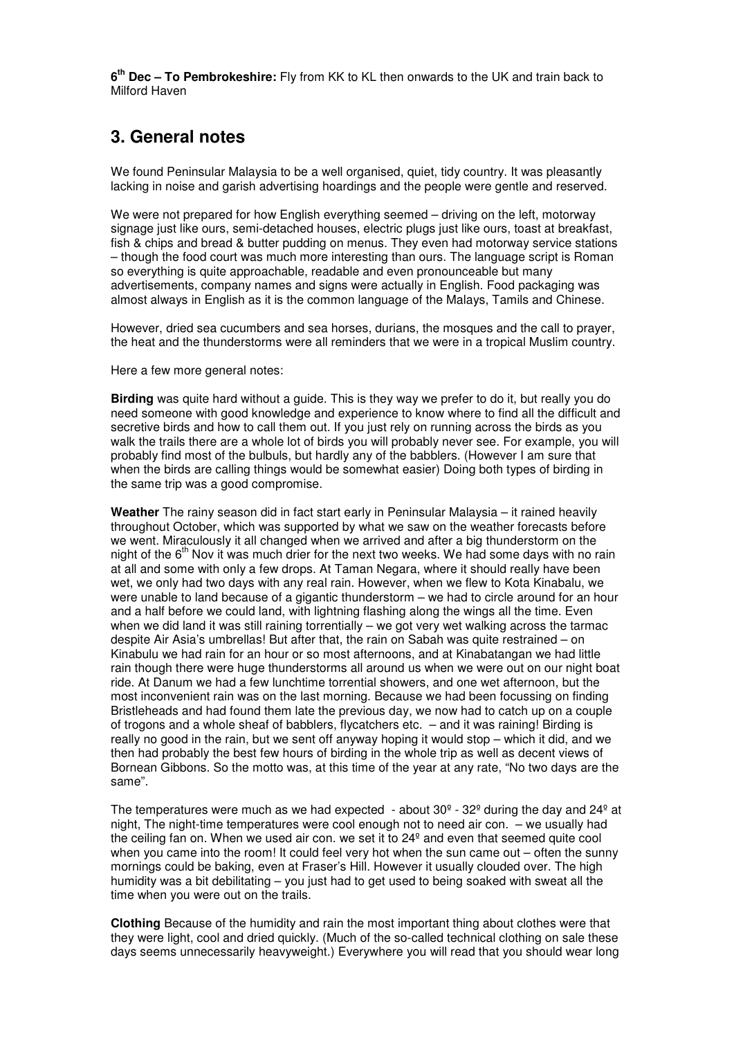**6th Dec – To Pembrokeshire:** Fly from KK to KL then onwards to the UK and train back to Milford Haven

## 3. General notes

We found Peninsular Malaysia to be a well organised, quiet, tidy country. It was pleasantly lacking in noise and garish advertising hoardings and the people were gentle and reserved.

We were not prepared for how English everything seemed – driving on the left, motorway signage just like ours, semi-detached houses, electric plugs just like ours, toast at breakfast, fish & chips and bread & butter pudding on menus. They even had motorway service stations – though the food court was much more interesting than ours. The language script is Roman so everything is quite approachable, readable and even pronounceable but many advertisements, company names and signs were actually in English. Food packaging was almost always in English as it is the common language of the Malays, Tamils and Chinese.

However, dried sea cucumbers and sea horses, durians, the mosques and the call to prayer, the heat and the thunderstorms were all reminders that we were in a tropical Muslim country.

Here a few more general notes:

**Birding** was quite hard without a guide. This is they way we prefer to do it, but really you do need someone with good knowledge and experience to know where to find all the difficult and secretive birds and how to call them out. If you just rely on running across the birds as you walk the trails there are a whole lot of birds you will probably never see. For example, you will probably find most of the bulbuls, but hardly any of the babblers. (However I am sure that when the birds are calling things would be somewhat easier) Doing both types of birding in the same trip was a good compromise.

**Weather** The rainy season did in fact start early in Peninsular Malaysia – it rained heavily throughout October, which was supported by what we saw on the weather forecasts before we went. Miraculously it all changed when we arrived and after a big thunderstorm on the night of the 6th Nov it was much drier for the next two weeks. We had some days with no rain at all and some with only a few drops. At Taman Negara, where it should really have been wet, we only had two days with any real rain. However, when we flew to Kota Kinabalu, we were unable to land because of a gigantic thunderstorm – we had to circle around for an hour and a half before we could land, with lightning flashing along the wings all the time. Even when we did land it was still raining torrentially – we got very wet walking across the tarmac despite Air Asia's umbrellas! But after that, the rain on Sabah was quite restrained – on Kinabulu we had rain for an hour or so most afternoons, and at Kinabatangan we had little rain though there were huge thunderstorms all around us when we were out on our night boat ride. At Danum we had a few lunchtime torrential showers, and one wet afternoon, but the most inconvenient rain was on the last morning. Because we had been focussing on finding Bristleheads and had found them late the previous day, we now had to catch up on a couple of trogons and a whole sheaf of babblers, flycatchers etc. – and it was raining! Birding is really no good in the rain, but we sent off anyway hoping it would stop – which it did, and we then had probably the best few hours of birding in the whole trip as well as decent views of Bornean Gibbons. So the motto was, at this time of the year at any rate, "No two days are the same".

The temperatures were much as we had expected - about 30º - 32º during the day and 24º at night, The night-time temperatures were cool enough not to need air con. – we usually had the ceiling fan on. When we used air con. we set it to 24º and even that seemed quite cool when you came into the room! It could feel very hot when the sun came out – often the sunny mornings could be baking, even at Fraser's Hill. However it usually clouded over. The high humidity was a bit debilitating – you just had to get used to being soaked with sweat all the time when you were out on the trails.

**Clothing** Because of the humidity and rain the most important thing about clothes were that they were light, cool and dried quickly. (Much of the so-called technical clothing on sale these days seems unnecessarily heavyweight.) Everywhere you will read that you should wear long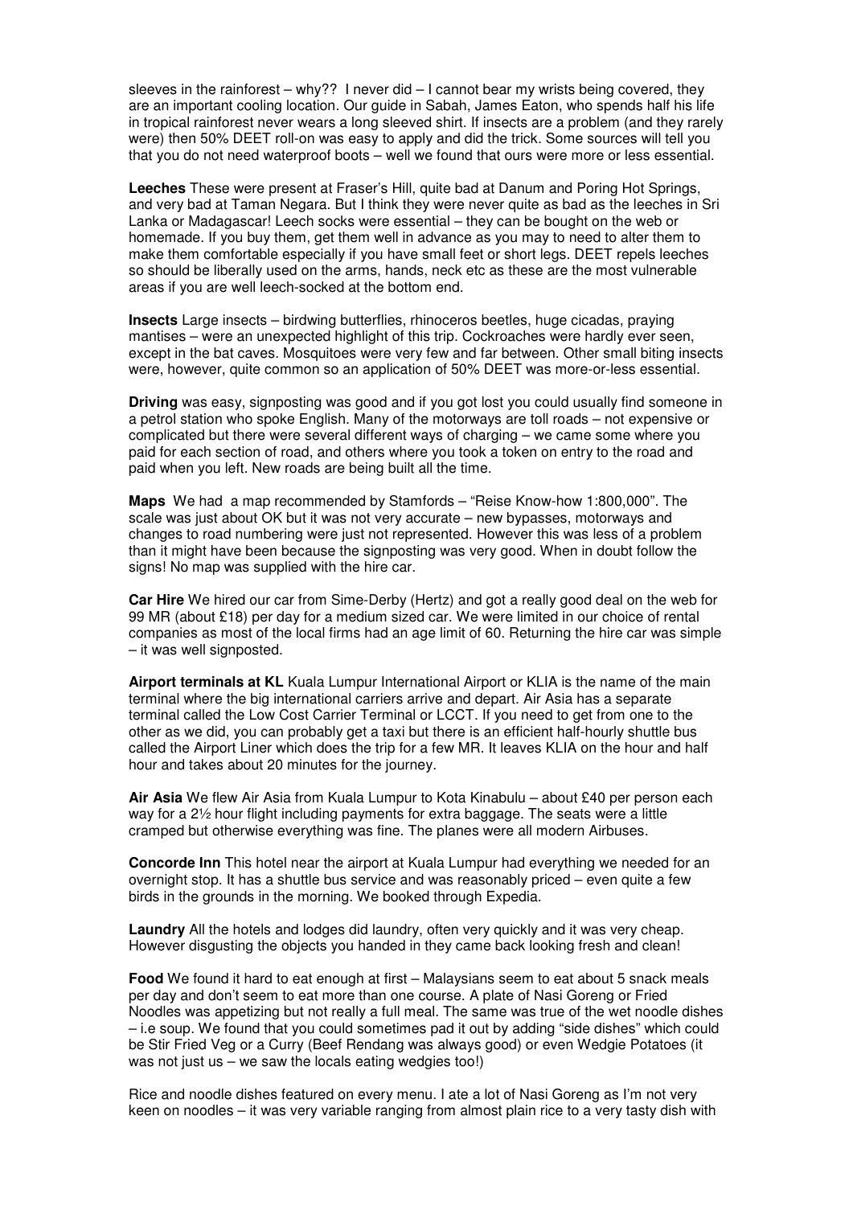sleeves in the rainforest – why?? I never did – I cannot bear my wrists being covered, they are an important cooling location. Our guide in Sabah, James Eaton, who spends half his life in tropical rainforest never wears a long sleeved shirt. If insects are a problem (and they rarely were) then 50% DEET roll-on was easy to apply and did the trick. Some sources will tell you that you do not need waterproof boots – well we found that ours were more or less essential.

**Leeches** These were present at Fraser's Hill, quite bad at Danum and Poring Hot Springs, and very bad at Taman Negara. But I think they were never quite as bad as the leeches in Sri Lanka or Madagascar! Leech socks were essential – they can be bought on the web or homemade. If you buy them, get them well in advance as you may to need to alter them to make them comfortable especially if you have small feet or short legs. DEET repels leeches so should be liberally used on the arms, hands, neck etc as these are the most vulnerable areas if you are well leech-socked at the bottom end.

**Insects** Large insects – birdwing butterflies, rhinoceros beetles, huge cicadas, praying mantises – were an unexpected highlight of this trip. Cockroaches were hardly ever seen, except in the bat caves. Mosquitoes were very few and far between. Other small biting insects were, however, quite common so an application of 50% DEET was more-or-less essential.

**Driving** was easy, signposting was good and if you got lost you could usually find someone in a petrol station who spoke English. Many of the motorways are toll roads – not expensive or complicated but there were several different ways of charging – we came some where you paid for each section of road, and others where you took a token on entry to the road and paid when you left. New roads are being built all the time.

**Maps** We had a map recommended by Stamfords – "Reise Know-how 1:800,000". The scale was just about OK but it was not very accurate – new bypasses, motorways and changes to road numbering were just not represented. However this was less of a problem than it might have been because the signposting was very good. When in doubt follow the signs! No map was supplied with the hire car.

**Car Hire** We hired our car from Sime-Derby (Hertz) and got a really good deal on the web for 99 MR (about £18) per day for a medium sized car. We were limited in our choice of rental companies as most of the local firms had an age limit of 60. Returning the hire car was simple – it was well signposted.

**Airport terminals at KL** Kuala Lumpur International Airport or KLIA is the name of the main terminal where the big international carriers arrive and depart. Air Asia has a separate terminal called the Low Cost Carrier Terminal or LCCT. If you need to get from one to the other as we did, you can probably get a taxi but there is an efficient half-hourly shuttle bus called the Airport Liner which does the trip for a few MR. It leaves KLIA on the hour and half hour and takes about 20 minutes for the journey.

**Air Asia** We flew Air Asia from Kuala Lumpur to Kota Kinabulu – about £40 per person each way for a 2½ hour flight including payments for extra baggage. The seats were a little cramped but otherwise everything was fine. The planes were all modern Airbuses.

**Concorde Inn** This hotel near the airport at Kuala Lumpur had everything we needed for an overnight stop. It has a shuttle bus service and was reasonably priced – even quite a few birds in the grounds in the morning. We booked through Expedia.

**Laundry** All the hotels and lodges did laundry, often very quickly and it was very cheap. However disgusting the objects you handed in they came back looking fresh and clean!

**Food** We found it hard to eat enough at first – Malaysians seem to eat about 5 snack meals per day and don't seem to eat more than one course. A plate of Nasi Goreng or Fried Noodles was appetizing but not really a full meal. The same was true of the wet noodle dishes – i.e soup. We found that you could sometimes pad it out by adding "side dishes" which could be Stir Fried Veg or a Curry (Beef Rendang was always good) or even Wedgie Potatoes (it was not just us – we saw the locals eating wedgies too!)

Rice and noodle dishes featured on every menu. I ate a lot of Nasi Goreng as I'm not very keen on noodles – it was very variable ranging from almost plain rice to a very tasty dish with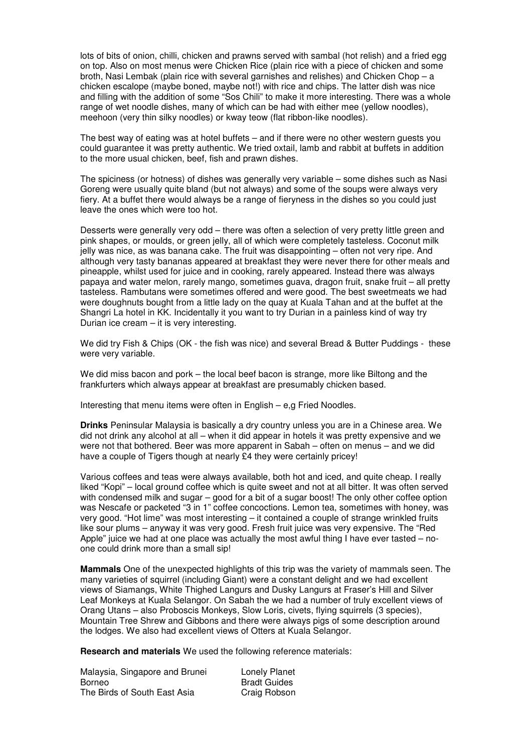lots of bits of onion, chilli, chicken and prawns served with sambal (hot relish) and a fried egg on top. Also on most menus were Chicken Rice (plain rice with a piece of chicken and some broth, Nasi Lembak (plain rice with several garnishes and relishes) and Chicken Chop – a chicken escalope (maybe boned, maybe not!) with rice and chips. The latter dish was nice and filling with the addition of some "Sos Chili" to make it more interesting. There was a whole range of wet noodle dishes, many of which can be had with either mee (yellow noodles), meehoon (very thin silky noodles) or kway teow (flat ribbon-like noodles).

The best way of eating was at hotel buffets – and if there were no other western guests you could guarantee it was pretty authentic. We tried oxtail, lamb and rabbit at buffets in addition to the more usual chicken, beef, fish and prawn dishes.

The spiciness (or hotness) of dishes was generally very variable – some dishes such as Nasi Goreng were usually quite bland (but not always) and some of the soups were always very fiery. At a buffet there would always be a range of fieryness in the dishes so you could just leave the ones which were too hot.

Desserts were generally very odd – there was often a selection of very pretty little green and pink shapes, or moulds, or green jelly, all of which were completely tasteless. Coconut milk jelly was nice, as was banana cake. The fruit was disappointing – often not very ripe. And although very tasty bananas appeared at breakfast they were never there for other meals and pineapple, whilst used for juice and in cooking, rarely appeared. Instead there was always papaya and water melon, rarely mango, sometimes guava, dragon fruit, snake fruit – all pretty tasteless. Rambutans were sometimes offered and were good. The best sweetmeats we had were doughnuts bought from a little lady on the quay at Kuala Tahan and at the buffet at the Shangri La hotel in KK. Incidentally it you want to try Durian in a painless kind of way try Durian ice cream – it is very interesting.

We did try Fish & Chips (OK - the fish was nice) and several Bread & Butter Puddings - these were very variable.

We did miss bacon and pork – the local beef bacon is strange, more like Biltong and the frankfurters which always appear at breakfast are presumably chicken based.

Interesting that menu items were often in English – e,g Fried Noodles.

**Drinks** Peninsular Malaysia is basically a dry country unless you are in a Chinese area. We did not drink any alcohol at all – when it did appear in hotels it was pretty expensive and we were not that bothered. Beer was more apparent in Sabah – often on menus – and we did have a couple of Tigers though at nearly £4 they were certainly pricey!

Various coffees and teas were always available, both hot and iced, and quite cheap. I really liked "Kopi" – local ground coffee which is quite sweet and not at all bitter. It was often served with condensed milk and sugar – good for a bit of a sugar boost! The only other coffee option was Nescafe or packeted "3 in 1" coffee concoctions. Lemon tea, sometimes with honey, was very good. "Hot lime" was most interesting – it contained a couple of strange wrinkled fruits like sour plums – anyway it was very good. Fresh fruit juice was very expensive. The "Red Apple" juice we had at one place was actually the most awful thing I have ever tasted – no-one could drink more than a small sip!

**Mammals** One of the unexpected highlights of this trip was the variety of mammals seen. The many varieties of squirrel (including Giant) were a constant delight and we had excellent views of Siamangs, White Thighed Langurs and Dusky Langurs at Fraser's Hill and Silver Leaf Monkeys at Kuala Selangor. On Sabah the we had a number of truly excellent views of Orang Utans – also Proboscis Monkeys, Slow Loris, civets, flying squirrels (3 species), Mountain Tree Shrew and Gibbons and there were always pigs of some description around the lodges. We also had excellent views of Otters at Kuala Selangor.

**Research and materials** We used the following reference materials:

| | |
|---|---|
| Malaysia, Singapore and Brunei | Lonely Planet |
| Borneo | Bradt Guides |
| The Birds of South East Asia | Craig Robson |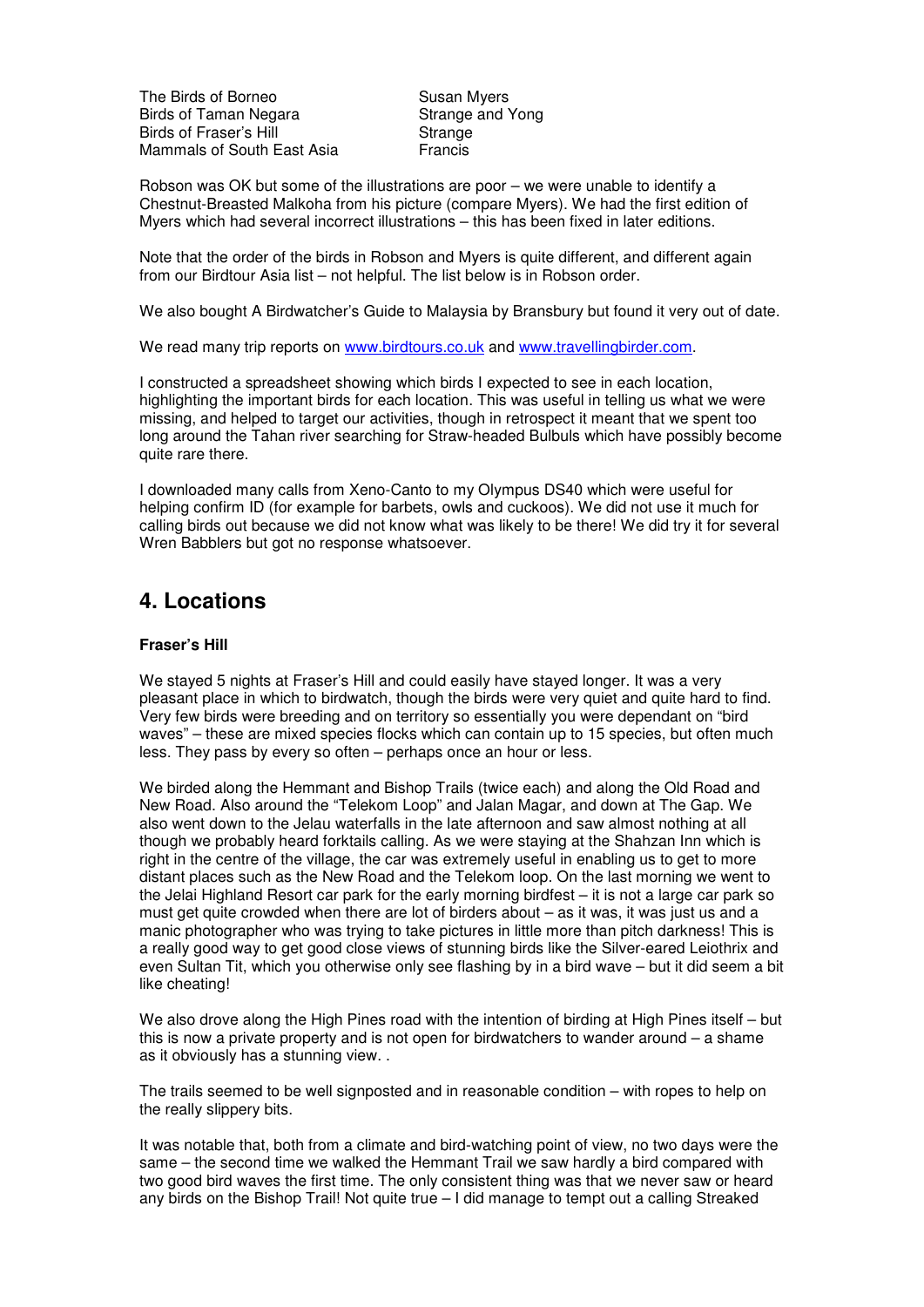| | |
|---|---|
| The Birds of Borneo | Susan Myers |
| Birds of Taman Negara | Strange and Yong |
| Birds of Fraser's Hill | Strange |
| Mammals of South East Asia | Francis |

Robson was OK but some of the illustrations are poor – we were unable to identify a Chestnut-Breasted Malkoha from his picture (compare Myers). We had the first edition of Myers which had several incorrect illustrations – this has been fixed in later editions.

Note that the order of the birds in Robson and Myers is quite different, and different again from our Birdtour Asia list – not helpful. The list below is in Robson order.

We also bought A Birdwatcher's Guide to Malaysia by Bransbury but found it very out of date.

We read many trip reports on www.birdtours.co.uk and www.travellingbirder.com.

I constructed a spreadsheet showing which birds I expected to see in each location, highlighting the important birds for each location. This was useful in telling us what we were missing, and helped to target our activities, though in retrospect it meant that we spent too long around the Tahan river searching for Straw-headed Bulbuls which have possibly become quite rare there.

I downloaded many calls from Xeno-Canto to my Olympus DS40 which were useful for helping confirm ID (for example for barbets, owls and cuckoos). We did not use it much for calling birds out because we did not know what was likely to be there! We did try it for several Wren Babblers but got no response whatsoever.

## 4. Locations

**Fraser's Hill**

We stayed 5 nights at Fraser's Hill and could easily have stayed longer. It was a very pleasant place in which to birdwatch, though the birds were very quiet and quite hard to find. Very few birds were breeding and on territory so essentially you were dependant on "bird waves" – these are mixed species flocks which can contain up to 15 species, but often much less. They pass by every so often – perhaps once an hour or less.

We birded along the Hemmant and Bishop Trails (twice each) and along the Old Road and New Road. Also around the "Telekom Loop" and Jalan Magar, and down at The Gap. We also went down to the Jelau waterfalls in the late afternoon and saw almost nothing at all though we probably heard forktails calling. As we were staying at the Shahzan Inn which is right in the centre of the village, the car was extremely useful in enabling us to get to more distant places such as the New Road and the Telekom loop. On the last morning we went to the Jelai Highland Resort car park for the early morning birdfest – it is not a large car park so must get quite crowded when there are lot of birders about – as it was, it was just us and a manic photographer who was trying to take pictures in little more than pitch darkness! This is a really good way to get good close views of stunning birds like the Silver-eared Leiothrix and even Sultan Tit, which you otherwise only see flashing by in a bird wave – but it did seem a bit like cheating!

We also drove along the High Pines road with the intention of birding at High Pines itself – but this is now a private property and is not open for birdwatchers to wander around – a shame as it obviously has a stunning view. .

The trails seemed to be well signposted and in reasonable condition – with ropes to help on the really slippery bits.

It was notable that, both from a climate and bird-watching point of view, no two days were the same – the second time we walked the Hemmant Trail we saw hardly a bird compared with two good bird waves the first time. The only consistent thing was that we never saw or heard any birds on the Bishop Trail! Not quite true – I did manage to tempt out a calling Streaked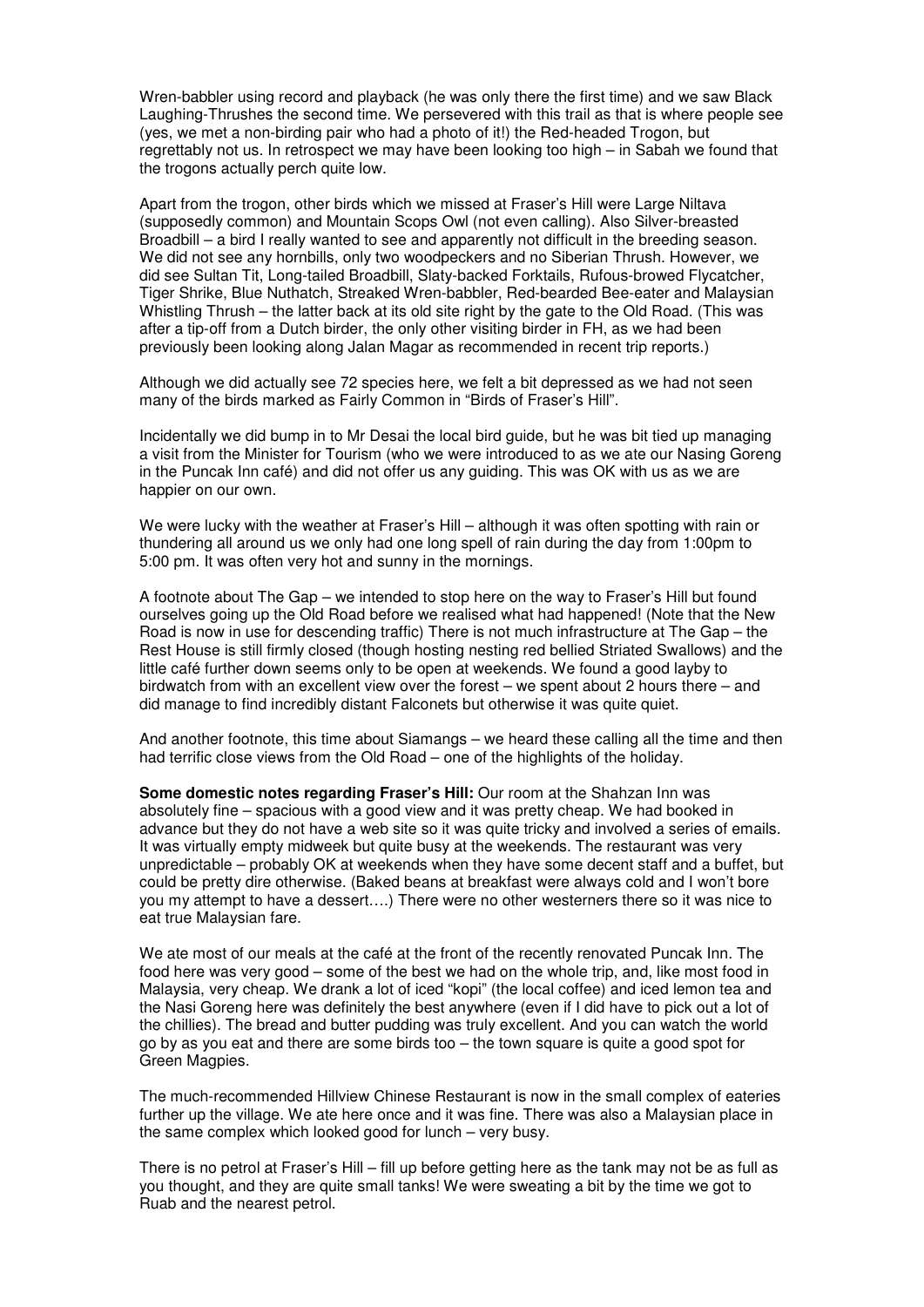Wren-babbler using record and playback (he was only there the first time) and we saw Black Laughing-Thrushes the second time. We persevered with this trail as that is where people see (yes, we met a non-birding pair who had a photo of it!) the Red-headed Trogon, but regrettably not us. In retrospect we may have been looking too high – in Sabah we found that the trogons actually perch quite low.

Apart from the trogon, other birds which we missed at Fraser's Hill were Large Niltava (supposedly common) and Mountain Scops Owl (not even calling). Also Silver-breasted Broadbill – a bird I really wanted to see and apparently not difficult in the breeding season. We did not see any hornbills, only two woodpeckers and no Siberian Thrush. However, we did see Sultan Tit, Long-tailed Broadbill, Slaty-backed Forktails, Rufous-browed Flycatcher, Tiger Shrike, Blue Nuthatch, Streaked Wren-babbler, Red-bearded Bee-eater and Malaysian Whistling Thrush – the latter back at its old site right by the gate to the Old Road. (This was after a tip-off from a Dutch birder, the only other visiting birder in FH, as we had been previously been looking along Jalan Magar as recommended in recent trip reports.)

Although we did actually see 72 species here, we felt a bit depressed as we had not seen many of the birds marked as Fairly Common in "Birds of Fraser's Hill".

Incidentally we did bump in to Mr Desai the local bird guide, but he was bit tied up managing a visit from the Minister for Tourism (who we were introduced to as we ate our Nasing Goreng in the Puncak Inn café) and did not offer us any guiding. This was OK with us as we are happier on our own.

We were lucky with the weather at Fraser's Hill – although it was often spotting with rain or thundering all around us we only had one long spell of rain during the day from 1:00pm to 5:00 pm. It was often very hot and sunny in the mornings.

A footnote about The Gap – we intended to stop here on the way to Fraser's Hill but found ourselves going up the Old Road before we realised what had happened! (Note that the New Road is now in use for descending traffic) There is not much infrastructure at The Gap – the Rest House is still firmly closed (though hosting nesting red bellied Striated Swallows) and the little café further down seems only to be open at weekends. We found a good layby to birdwatch from with an excellent view over the forest – we spent about 2 hours there – and did manage to find incredibly distant Falconets but otherwise it was quite quiet.

And another footnote, this time about Siamangs – we heard these calling all the time and then had terrific close views from the Old Road – one of the highlights of the holiday.

**Some domestic notes regarding Fraser's Hill:** Our room at the Shahzan Inn was absolutely fine – spacious with a good view and it was pretty cheap. We had booked in advance but they do not have a web site so it was quite tricky and involved a series of emails. It was virtually empty midweek but quite busy at the weekends. The restaurant was very unpredictable – probably OK at weekends when they have some decent staff and a buffet, but could be pretty dire otherwise. (Baked beans at breakfast were always cold and I won't bore you my attempt to have a dessert….) There were no other westerners there so it was nice to eat true Malaysian fare.

We ate most of our meals at the café at the front of the recently renovated Puncak Inn. The food here was very good – some of the best we had on the whole trip, and, like most food in Malaysia, very cheap. We drank a lot of iced "kopi" (the local coffee) and iced lemon tea and the Nasi Goreng here was definitely the best anywhere (even if I did have to pick out a lot of the chillies). The bread and butter pudding was truly excellent. And you can watch the world go by as you eat and there are some birds too – the town square is quite a good spot for Green Magpies.

The much-recommended Hillview Chinese Restaurant is now in the small complex of eateries further up the village. We ate here once and it was fine. There was also a Malaysian place in the same complex which looked good for lunch – very busy.

There is no petrol at Fraser's Hill – fill up before getting here as the tank may not be as full as you thought, and they are quite small tanks! We were sweating a bit by the time we got to Ruab and the nearest petrol.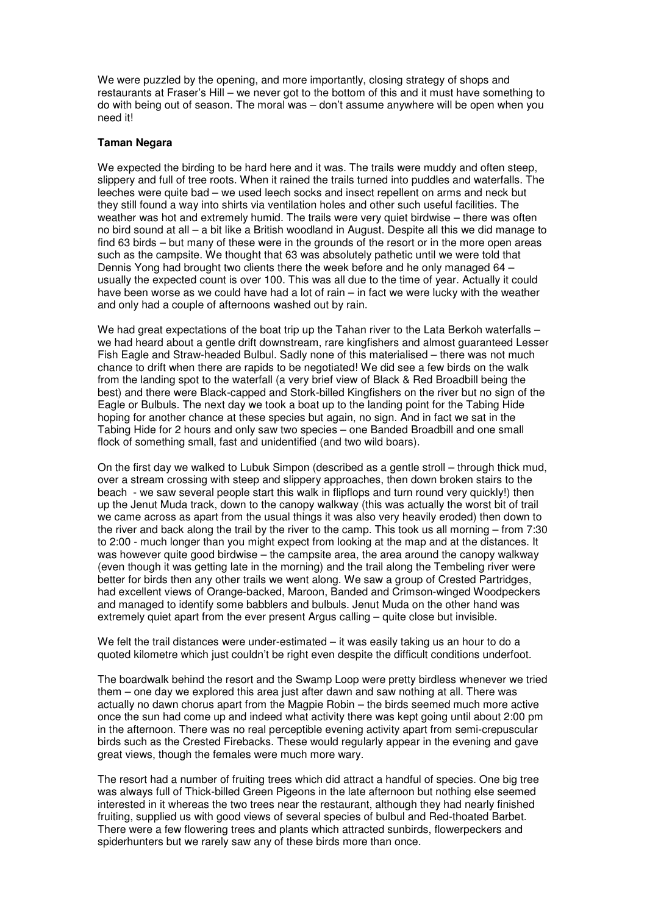We were puzzled by the opening, and more importantly, closing strategy of shops and restaurants at Fraser's Hill – we never got to the bottom of this and it must have something to do with being out of season. The moral was – don't assume anywhere will be open when you need it!

**Taman Negara**

We expected the birding to be hard here and it was. The trails were muddy and often steep, slippery and full of tree roots. When it rained the trails turned into puddles and waterfalls. The leeches were quite bad – we used leech socks and insect repellent on arms and neck but they still found a way into shirts via ventilation holes and other such useful facilities. The weather was hot and extremely humid. The trails were very quiet birdwise – there was often no bird sound at all – a bit like a British woodland in August. Despite all this we did manage to find 63 birds – but many of these were in the grounds of the resort or in the more open areas such as the campsite. We thought that 63 was absolutely pathetic until we were told that Dennis Yong had brought two clients there the week before and he only managed 64 – usually the expected count is over 100. This was all due to the time of year. Actually it could have been worse as we could have had a lot of rain – in fact we were lucky with the weather and only had a couple of afternoons washed out by rain.

We had great expectations of the boat trip up the Tahan river to the Lata Berkoh waterfalls – we had heard about a gentle drift downstream, rare kingfishers and almost guaranteed Lesser Fish Eagle and Straw-headed Bulbul. Sadly none of this materialised – there was not much chance to drift when there are rapids to be negotiated! We did see a few birds on the walk from the landing spot to the waterfall (a very brief view of Black & Red Broadbill being the best) and there were Black-capped and Stork-billed Kingfishers on the river but no sign of the Eagle or Bulbuls. The next day we took a boat up to the landing point for the Tabing Hide hoping for another chance at these species but again, no sign. And in fact we sat in the Tabing Hide for 2 hours and only saw two species – one Banded Broadbill and one small flock of something small, fast and unidentified (and two wild boars).

On the first day we walked to Lubuk Simpon (described as a gentle stroll – through thick mud, over a stream crossing with steep and slippery approaches, then down broken stairs to the beach - we saw several people start this walk in flipflops and turn round very quickly!) then up the Jenut Muda track, down to the canopy walkway (this was actually the worst bit of trail we came across as apart from the usual things it was also very heavily eroded) then down to the river and back along the trail by the river to the camp. This took us all morning – from 7:30 to 2:00 - much longer than you might expect from looking at the map and at the distances. It was however quite good birdwise – the campsite area, the area around the canopy walkway (even though it was getting late in the morning) and the trail along the Tembeling river were better for birds then any other trails we went along. We saw a group of Crested Partridges, had excellent views of Orange-backed, Maroon, Banded and Crimson-winged Woodpeckers and managed to identify some babblers and bulbuls. Jenut Muda on the other hand was extremely quiet apart from the ever present Argus calling – quite close but invisible.

We felt the trail distances were under-estimated – it was easily taking us an hour to do a quoted kilometre which just couldn't be right even despite the difficult conditions underfoot.

The boardwalk behind the resort and the Swamp Loop were pretty birdless whenever we tried them – one day we explored this area just after dawn and saw nothing at all. There was actually no dawn chorus apart from the Magpie Robin – the birds seemed much more active once the sun had come up and indeed what activity there was kept going until about 2:00 pm in the afternoon. There was no real perceptible evening activity apart from semi-crepuscular birds such as the Crested Firebacks. These would regularly appear in the evening and gave great views, though the females were much more wary.

The resort had a number of fruiting trees which did attract a handful of species. One big tree was always full of Thick-billed Green Pigeons in the late afternoon but nothing else seemed interested in it whereas the two trees near the restaurant, although they had nearly finished fruiting, supplied us with good views of several species of bulbul and Red-thoated Barbet. There were a few flowering trees and plants which attracted sunbirds, flowerpeckers and spiderhunters but we rarely saw any of these birds more than once.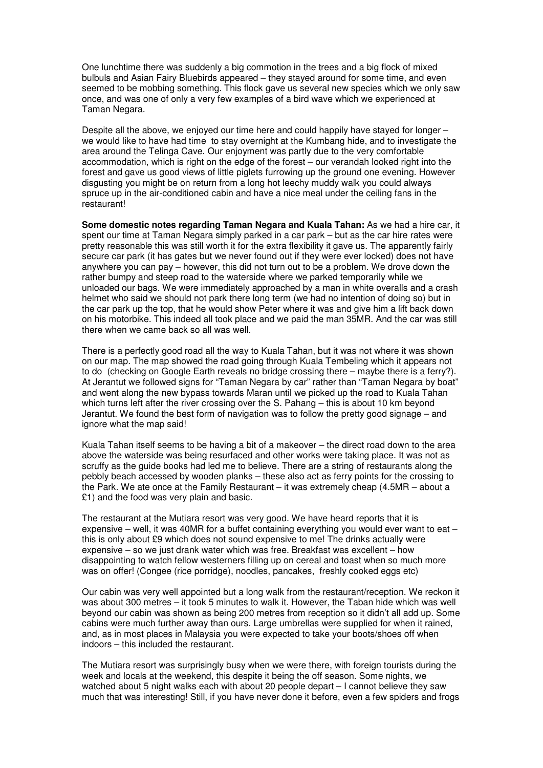One lunchtime there was suddenly a big commotion in the trees and a big flock of mixed bulbuls and Asian Fairy Bluebirds appeared – they stayed around for some time, and even seemed to be mobbing something. This flock gave us several new species which we only saw once, and was one of only a very few examples of a bird wave which we experienced at Taman Negara.

Despite all the above, we enjoyed our time here and could happily have stayed for longer – we would like to have had time to stay overnight at the Kumbang hide, and to investigate the area around the Telinga Cave. Our enjoyment was partly due to the very comfortable accommodation, which is right on the edge of the forest – our verandah looked right into the forest and gave us good views of little piglets furrowing up the ground one evening. However disgusting you might be on return from a long hot leechy muddy walk you could always spruce up in the air-conditioned cabin and have a nice meal under the ceiling fans in the restaurant!

**Some domestic notes regarding Taman Negara and Kuala Tahan:** As we had a hire car, it spent our time at Taman Negara simply parked in a car park – but as the car hire rates were pretty reasonable this was still worth it for the extra flexibility it gave us. The apparently fairly secure car park (it has gates but we never found out if they were ever locked) does not have anywhere you can pay – however, this did not turn out to be a problem. We drove down the rather bumpy and steep road to the waterside where we parked temporarily while we unloaded our bags. We were immediately approached by a man in white overalls and a crash helmet who said we should not park there long term (we had no intention of doing so) but in the car park up the top, that he would show Peter where it was and give him a lift back down on his motorbike. This indeed all took place and we paid the man 35MR. And the car was still there when we came back so all was well.

There is a perfectly good road all the way to Kuala Tahan, but it was not where it was shown on our map. The map showed the road going through Kuala Tembeling which it appears not to do (checking on Google Earth reveals no bridge crossing there – maybe there is a ferry?). At Jerantut we followed signs for "Taman Negara by car" rather than "Taman Negara by boat" and went along the new bypass towards Maran until we picked up the road to Kuala Tahan which turns left after the river crossing over the S. Pahang – this is about 10 km beyond Jerantut. We found the best form of navigation was to follow the pretty good signage – and ignore what the map said!

Kuala Tahan itself seems to be having a bit of a makeover – the direct road down to the area above the waterside was being resurfaced and other works were taking place. It was not as scruffy as the guide books had led me to believe. There are a string of restaurants along the pebbly beach accessed by wooden planks – these also act as ferry points for the crossing to the Park. We ate once at the Family Restaurant – it was extremely cheap (4.5MR – about a £1) and the food was very plain and basic.

The restaurant at the Mutiara resort was very good. We have heard reports that it is expensive – well, it was 40MR for a buffet containing everything you would ever want to eat – this is only about £9 which does not sound expensive to me! The drinks actually were expensive – so we just drank water which was free. Breakfast was excellent – how disappointing to watch fellow westerners filling up on cereal and toast when so much more was on offer! (Congee (rice porridge), noodles, pancakes, freshly cooked eggs etc)

Our cabin was very well appointed but a long walk from the restaurant/reception. We reckon it was about 300 metres – it took 5 minutes to walk it. However, the Taban hide which was well beyond our cabin was shown as being 200 metres from reception so it didn't all add up. Some cabins were much further away than ours. Large umbrellas were supplied for when it rained, and, as in most places in Malaysia you were expected to take your boots/shoes off when indoors – this included the restaurant.

The Mutiara resort was surprisingly busy when we were there, with foreign tourists during the week and locals at the weekend, this despite it being the off season. Some nights, we watched about 5 night walks each with about 20 people depart – I cannot believe they saw much that was interesting! Still, if you have never done it before, even a few spiders and frogs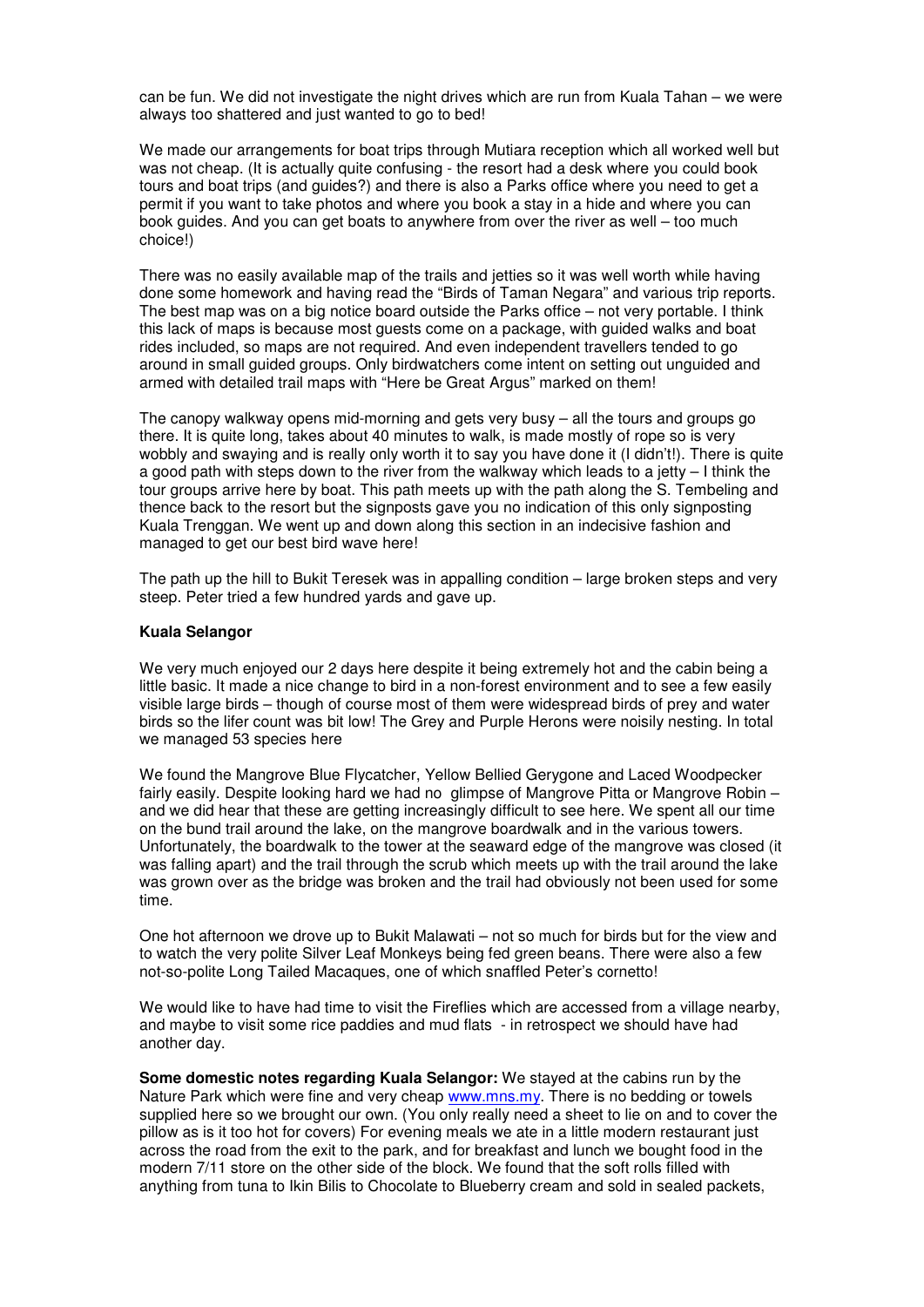can be fun. We did not investigate the night drives which are run from Kuala Tahan – we were always too shattered and just wanted to go to bed!

We made our arrangements for boat trips through Mutiara reception which all worked well but was not cheap. (It is actually quite confusing - the resort had a desk where you could book tours and boat trips (and guides?) and there is also a Parks office where you need to get a permit if you want to take photos and where you book a stay in a hide and where you can book guides. And you can get boats to anywhere from over the river as well – too much choice!)

There was no easily available map of the trails and jetties so it was well worth while having done some homework and having read the "Birds of Taman Negara" and various trip reports. The best map was on a big notice board outside the Parks office – not very portable. I think this lack of maps is because most guests come on a package, with guided walks and boat rides included, so maps are not required. And even independent travellers tended to go around in small guided groups. Only birdwatchers come intent on setting out unguided and armed with detailed trail maps with "Here be Great Argus" marked on them!

The canopy walkway opens mid-morning and gets very busy – all the tours and groups go there. It is quite long, takes about 40 minutes to walk, is made mostly of rope so is very wobbly and swaying and is really only worth it to say you have done it (I didn't!). There is quite a good path with steps down to the river from the walkway which leads to a jetty – I think the tour groups arrive here by boat. This path meets up with the path along the S. Tembeling and thence back to the resort but the signposts gave you no indication of this only signposting Kuala Trenggan. We went up and down along this section in an indecisive fashion and managed to get our best bird wave here!

The path up the hill to Bukit Teresek was in appalling condition – large broken steps and very steep. Peter tried a few hundred yards and gave up.

**Kuala Selangor**

We very much enjoyed our 2 days here despite it being extremely hot and the cabin being a little basic. It made a nice change to bird in a non-forest environment and to see a few easily visible large birds – though of course most of them were widespread birds of prey and water birds so the lifer count was bit low! The Grey and Purple Herons were noisily nesting. In total we managed 53 species here

We found the Mangrove Blue Flycatcher, Yellow Bellied Gerygone and Laced Woodpecker fairly easily. Despite looking hard we had no glimpse of Mangrove Pitta or Mangrove Robin – and we did hear that these are getting increasingly difficult to see here. We spent all our time on the bund trail around the lake, on the mangrove boardwalk and in the various towers. Unfortunately, the boardwalk to the tower at the seaward edge of the mangrove was closed (it was falling apart) and the trail through the scrub which meets up with the trail around the lake was grown over as the bridge was broken and the trail had obviously not been used for some time.

One hot afternoon we drove up to Bukit Malawati – not so much for birds but for the view and to watch the very polite Silver Leaf Monkeys being fed green beans. There were also a few not-so-polite Long Tailed Macaques, one of which snaffled Peter's cornetto!

We would like to have had time to visit the Fireflies which are accessed from a village nearby, and maybe to visit some rice paddies and mud flats - in retrospect we should have had another day.

**Some domestic notes regarding Kuala Selangor:** We stayed at the cabins run by the Nature Park which were fine and very cheap www.mns.my. There is no bedding or towels supplied here so we brought our own. (You only really need a sheet to lie on and to cover the pillow as is it too hot for covers) For evening meals we ate in a little modern restaurant just across the road from the exit to the park, and for breakfast and lunch we bought food in the modern 7/11 store on the other side of the block. We found that the soft rolls filled with anything from tuna to Ikin Bilis to Chocolate to Blueberry cream and sold in sealed packets,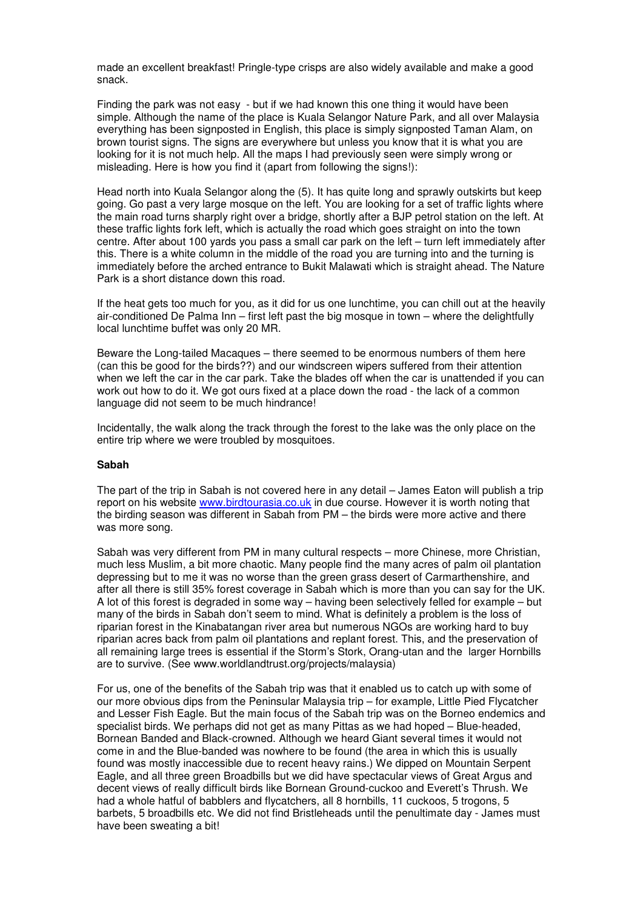made an excellent breakfast! Pringle-type crisps are also widely available and make a good snack.

Finding the park was not easy - but if we had known this one thing it would have been simple. Although the name of the place is Kuala Selangor Nature Park, and all over Malaysia everything has been signposted in English, this place is simply signposted Taman Alam, on brown tourist signs. The signs are everywhere but unless you know that it is what you are looking for it is not much help. All the maps I had previously seen were simply wrong or misleading. Here is how you find it (apart from following the signs!):

Head north into Kuala Selangor along the (5). It has quite long and sprawly outskirts but keep going. Go past a very large mosque on the left. You are looking for a set of traffic lights where the main road turns sharply right over a bridge, shortly after a BJP petrol station on the left. At these traffic lights fork left, which is actually the road which goes straight on into the town centre. After about 100 yards you pass a small car park on the left – turn left immediately after this. There is a white column in the middle of the road you are turning into and the turning is immediately before the arched entrance to Bukit Malawati which is straight ahead. The Nature Park is a short distance down this road.

If the heat gets too much for you, as it did for us one lunchtime, you can chill out at the heavily air-conditioned De Palma Inn – first left past the big mosque in town – where the delightfully local lunchtime buffet was only 20 MR.

Beware the Long-tailed Macaques – there seemed to be enormous numbers of them here (can this be good for the birds??) and our windscreen wipers suffered from their attention when we left the car in the car park. Take the blades off when the car is unattended if you can work out how to do it. We got ours fixed at a place down the road - the lack of a common language did not seem to be much hindrance!

Incidentally, the walk along the track through the forest to the lake was the only place on the entire trip where we were troubled by mosquitoes.

**Sabah**

The part of the trip in Sabah is not covered here in any detail – James Eaton will publish a trip report on his website www.birdtourasia.co.uk in due course. However it is worth noting that the birding season was different in Sabah from PM – the birds were more active and there was more song.

Sabah was very different from PM in many cultural respects – more Chinese, more Christian, much less Muslim, a bit more chaotic. Many people find the many acres of palm oil plantation depressing but to me it was no worse than the green grass desert of Carmarthenshire, and after all there is still 35% forest coverage in Sabah which is more than you can say for the UK. A lot of this forest is degraded in some way – having been selectively felled for example – but many of the birds in Sabah don't seem to mind. What is definitely a problem is the loss of riparian forest in the Kinabatangan river area but numerous NGOs are working hard to buy riparian acres back from palm oil plantations and replant forest. This, and the preservation of all remaining large trees is essential if the Storm's Stork, Orang-utan and the larger Hornbills are to survive. (See www.worldlandtrust.org/projects/malaysia)

For us, one of the benefits of the Sabah trip was that it enabled us to catch up with some of our more obvious dips from the Peninsular Malaysia trip – for example, Little Pied Flycatcher and Lesser Fish Eagle. But the main focus of the Sabah trip was on the Borneo endemics and specialist birds. We perhaps did not get as many Pittas as we had hoped – Blue-headed, Bornean Banded and Black-crowned. Although we heard Giant several times it would not come in and the Blue-banded was nowhere to be found (the area in which this is usually found was mostly inaccessible due to recent heavy rains.) We dipped on Mountain Serpent Eagle, and all three green Broadbills but we did have spectacular views of Great Argus and decent views of really difficult birds like Bornean Ground-cuckoo and Everett's Thrush. We had a whole hatful of babblers and flycatchers, all 8 hornbills, 11 cuckoos, 5 trogons, 5 barbets, 5 broadbills etc. We did not find Bristleheads until the penultimate day - James must have been sweating a bit!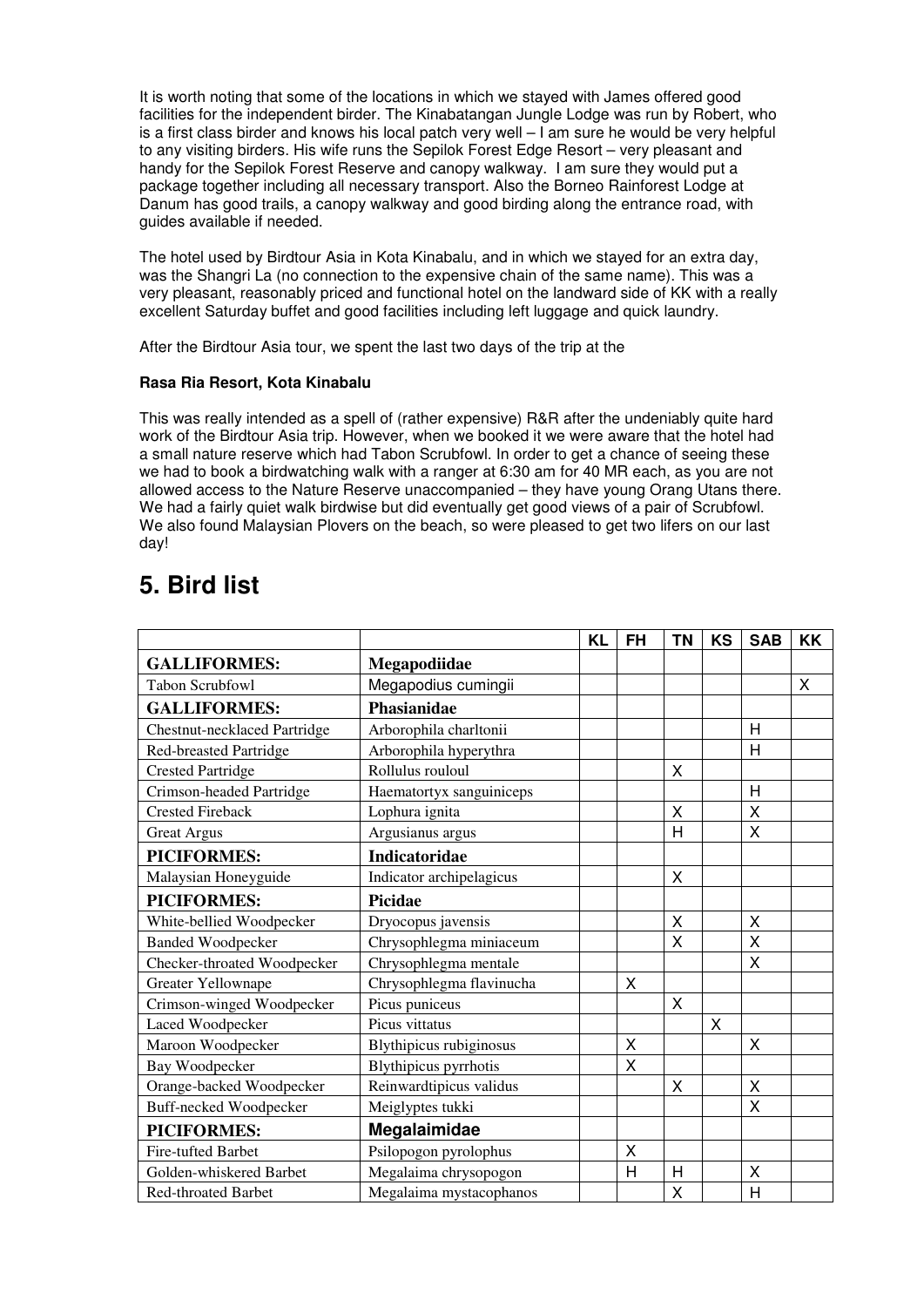It is worth noting that some of the locations in which we stayed with James offered good facilities for the independent birder. The Kinabatangan Jungle Lodge was run by Robert, who is a first class birder and knows his local patch very well – I am sure he would be very helpful to any visiting birders. His wife runs the Sepilok Forest Edge Resort – very pleasant and handy for the Sepilok Forest Reserve and canopy walkway. I am sure they would put a package together including all necessary transport. Also the Borneo Rainforest Lodge at Danum has good trails, a canopy walkway and good birding along the entrance road, with guides available if needed.

The hotel used by Birdtour Asia in Kota Kinabalu, and in which we stayed for an extra day, was the Shangri La (no connection to the expensive chain of the same name). This was a very pleasant, reasonably priced and functional hotel on the landward side of KK with a really excellent Saturday buffet and good facilities including left luggage and quick laundry.

After the Birdtour Asia tour, we spent the last two days of the trip at the

**Rasa Ria Resort, Kota Kinabalu**

This was really intended as a spell of (rather expensive) R&R after the undeniably quite hard work of the Birdtour Asia trip. However, when we booked it we were aware that the hotel had a small nature reserve which had Tabon Scrubfowl. In order to get a chance of seeing these we had to book a birdwatching walk with a ranger at 6:30 am for 40 MR each, as you are not allowed access to the Nature Reserve unaccompanied – they have young Orang Utans there. We had a fairly quiet walk birdwise but did eventually get good views of a pair of Scrubfowl. We also found Malaysian Plovers on the beach, so were pleased to get two lifers on our last day!

# 5. Bird list

| | | KL | FH | TN | KS | SAB | KK |
|---|---|---|---|---|---|---|---|
| **GALLIFORMES:** | **Megapodiidae** | | | | | | |
| Tabon Scrubfowl | Megapodius cumingii | | | | | | X |
| **GALLIFORMES:** | **Phasianidae** | | | | | | |
| Chestnut-necklaced Partridge | Arborophila charltonii | | | | | H | |
| Red-breasted Partridge | Arborophila hyperythra | | | | | H | |
| Crested Partridge | Rollulus rouloul | | | X | | | |
| Crimson-headed Partridge | Haematortyx sanguiniceps | | | | | H | |
| Crested Fireback | Lophura ignita | | | X | | X | |
| Great Argus | Argusianus argus | | | H | | X | |
| **PICIFORMES:** | **Indicatoridae** | | | | | | |
| Malaysian Honeyguide | Indicator archipelagicus | | | X | | | |
| **PICIFORMES:** | **Picidae** | | | | | | |
| White-bellied Woodpecker | Dryocopus javensis | | | X | | X | |
| Banded Woodpecker | Chrysophlegma miniaceum | | | X | | X | |
| Checker-throated Woodpecker | Chrysophlegma mentale | | | | | X | |
| Greater Yellownape | Chrysophlegma flavinucha | | X | | | | |
| Crimson-winged Woodpecker | Picus puniceus | | | X | | | |
| Laced Woodpecker | Picus vittatus | | | | X | | |
| Maroon Woodpecker | Blythipicus rubiginosus | | X | | | X | |
| Bay Woodpecker | Blythipicus pyrrhotis | | X | | | | |
| Orange-backed Woodpecker | Reinwardtipicus validus | | | X | | X | |
| Buff-necked Woodpecker | Meiglyptes tukki | | | | | X | |
| **PICIFORMES:** | **Megalaimidae** | | | | | | |
| Fire-tufted Barbet | Psilopogon pyrolophus | | X | | | | |
| Golden-whiskered Barbet | Megalaima chrysopogon | | H | H | | X | |
| Red-throated Barbet | Megalaima mystacophanos | | | X | | H | |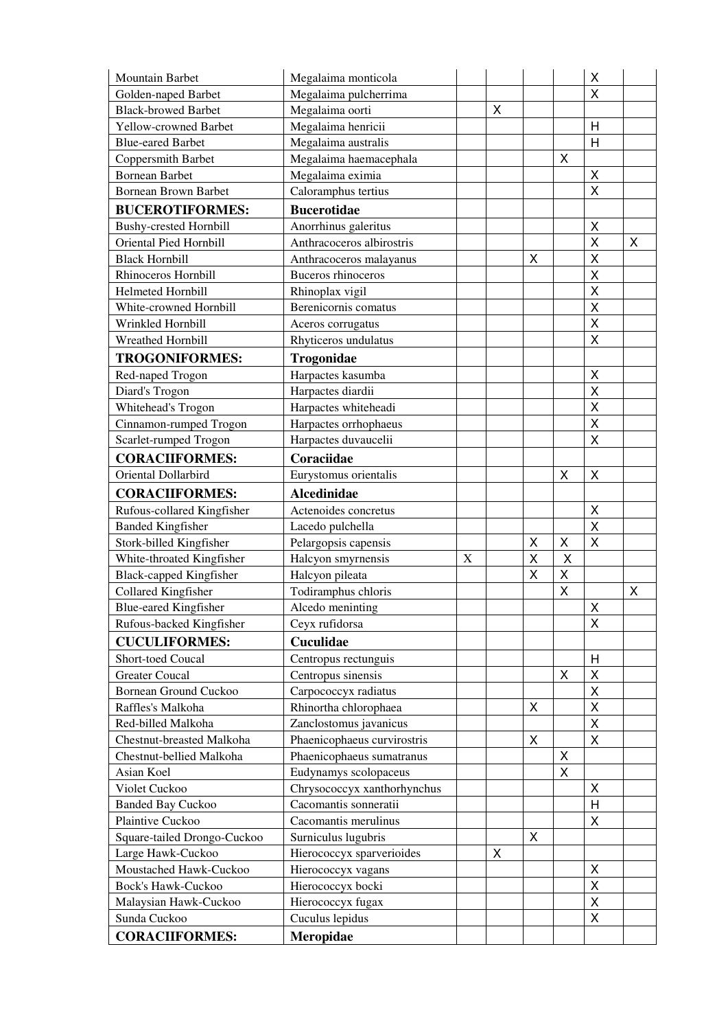| | | | | | | | |
|---|---|---|---|---|---|---|---|
| Mountain Barbet | Megalaima monticola | | | | | X | |
| Golden-naped Barbet | Megalaima pulcherrima | | | | | X | |
| Black-browed Barbet | Megalaima oorti | | X | | | | |
| Yellow-crowned Barbet | Megalaima henricii | | | | | H | |
| Blue-eared Barbet | Megalaima australis | | | | | H | |
| Coppersmith Barbet | Megalaima haemacephala | | | | X | | |
| Bornean Barbet | Megalaima eximia | | | | | X | |
| Bornean Brown Barbet | Caloramphus tertius | | | | | X | |
| **BUCEROTIFORMES:** | **Bucerotidae** | | | | | | |
| Bushy-crested Hornbill | Anorrhinus galeritus | | | | | X | |
| Oriental Pied Hornbill | Anthracoceros albirostris | | | | | X | X |
| Black Hornbill | Anthracoceros malayanus | | | X | | X | |
| Rhinoceros Hornbill | Buceros rhinoceros | | | | | X | |
| Helmeted Hornbill | Rhinoplax vigil | | | | | X | |
| White-crowned Hornbill | Berenicornis comatus | | | | | X | |
| Wrinkled Hornbill | Aceros corrugatus | | | | | X | |
| Wreathed Hornbill | Rhyticeros undulatus | | | | | X | |
| **TROGONIFORMES:** | **Trogonidae** | | | | | | |
| Red-naped Trogon | Harpactes kasumba | | | | | X | |
| Diard's Trogon | Harpactes diardii | | | | | X | |
| Whitehead's Trogon | Harpactes whiteheadi | | | | | X | |
| Cinnamon-rumped Trogon | Harpactes orrhophaeus | | | | | X | |
| Scarlet-rumped Trogon | Harpactes duvaucelii | | | | | X | |
| **CORACIIFORMES:** | **Coraciidae** | | | | | | |
| Oriental Dollarbird | Eurystomus orientalis | | | | X | X | |
| **CORACIIFORMES:** | **Alcedinidae** | | | | | | |
| Rufous-collared Kingfisher | Actenoides concretus | | | | | X | |
| Banded Kingfisher | Lacedo pulchella | | | | | X | |
| Stork-billed Kingfisher | Pelargopsis capensis | | | X | X | X | |
| White-throated Kingfisher | Halcyon smyrnensis | X | | X | X | | |
| Black-capped Kingfisher | Halcyon pileata | | | X | X | | |
| Collared Kingfisher | Todiramphus chloris | | | | X | | X |
| Blue-eared Kingfisher | Alcedo meninting | | | | | X | |
| Rufous-backed Kingfisher | Ceyx rufidorsa | | | | | X | |
| **CUCULIFORMES:** | **Cuculidae** | | | | | | |
| Short-toed Coucal | Centropus rectunguis | | | | | H | |
| Greater Coucal | Centropus sinensis | | | | X | X | |
| Bornean Ground Cuckoo | Carpococcyx radiatus | | | | | X | |
| Raffles's Malkoha | Rhinortha chlorophaea | | | X | | X | |
| Red-billed Malkoha | Zanclostomus javanicus | | | | | X | |
| Chestnut-breasted Malkoha | Phaenicophaeus curvirostris | | | X | | X | |
| Chestnut-bellied Malkoha | Phaenicophaeus sumatranus | | | | X | | |
| Asian Koel | Eudynamys scolopaceus | | | | X | | |
| Violet Cuckoo | Chrysococcyx xanthorhynchus | | | | | X | |
| Banded Bay Cuckoo | Cacomantis sonneratii | | | | | H | |
| Plaintive Cuckoo | Cacomantis merulinus | | | | | X | |
| Square-tailed Drongo-Cuckoo | Surniculus lugubris | | | X | | | |
| Large Hawk-Cuckoo | Hierococcyx sparverioides | | X | | | | |
| Moustached Hawk-Cuckoo | Hierococcyx vagans | | | | | X | |
| Bock's Hawk-Cuckoo | Hierococcyx bocki | | | | | X | |
| Malaysian Hawk-Cuckoo | Hierococcyx fugax | | | | | X | |
| Sunda Cuckoo | Cuculus lepidus | | | | | X | |
| **CORACIIFORMES:** | **Meropidae** | | | | | | |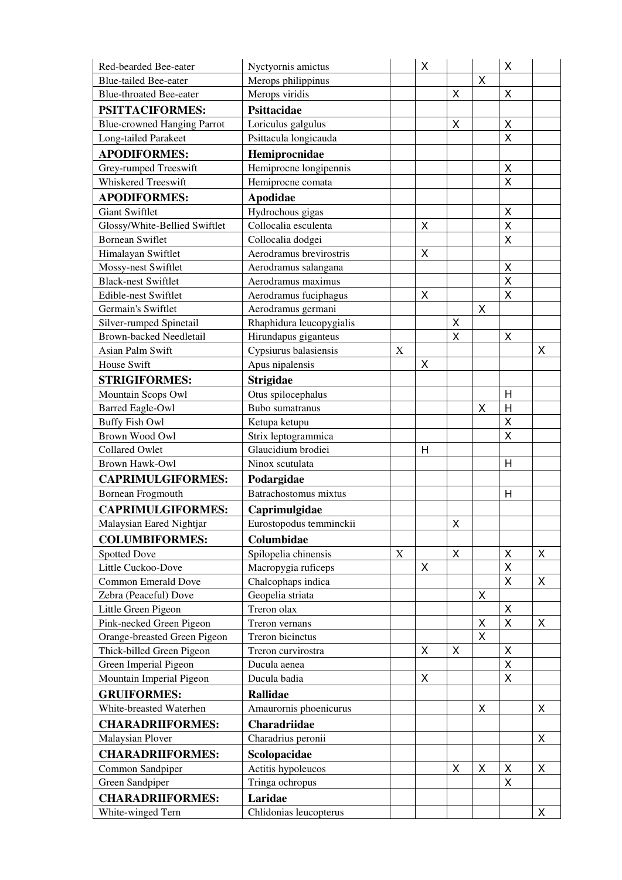| | | | | | | | |
|---|---|---|---|---|---|---|---|
| Red-bearded Bee-eater | Nyctyornis amictus | | X | | | X | |
| Blue-tailed Bee-eater | Merops philippinus | | | | X | | |
| Blue-throated Bee-eater | Merops viridis | | | X | | X | |
| **PSITTACIFORMES:** | **Psittacidae** | | | | | | |
| Blue-crowned Hanging Parrot | Loriculus galgulus | | | X | | X | |
| Long-tailed Parakeet | Psittacula longicauda | | | | | X | |
| **APODIFORMES:** | **Hemiprocnidae** | | | | | | |
| Grey-rumped Treeswift | Hemiprocne longipennis | | | | | X | |
| Whiskered Treeswift | Hemiprocne comata | | | | | X | |
| **APODIFORMES:** | **Apodidae** | | | | | | |
| Giant Swiftlet | Hydrochous gigas | | | | | X | |
| Glossy/White-Bellied Swiftlet | Collocalia esculenta | | X | | | X | |
| Bornean Swiflet | Collocalia dodgei | | | | | X | |
| Himalayan Swiftlet | Aerodramus brevirostris | | X | | | | |
| Mossy-nest Swiftlet | Aerodramus salangana | | | | | X | |
| Black-nest Swiftlet | Aerodramus maximus | | | | | X | |
| Edible-nest Swiftlet | Aerodramus fuciphagus | | X | | | X | |
| Germain's Swiftlet | Aerodramus germani | | | | X | | |
| Silver-rumped Spinetail | Rhaphidura leucopygialis | | | X | | | |
| Brown-backed Needletail | Hirundapus giganteus | | | X | | X | |
| Asian Palm Swift | Cypsiurus balasiensis | X | | | | | X |
| House Swift | Apus nipalensis | | X | | | | |
| **STRIGIFORMES:** | **Strigidae** | | | | | | |
| Mountain Scops Owl | Otus spilocephalus | | | | | H | |
| Barred Eagle-Owl | Bubo sumatranus | | | | X | H | |
| Buffy Fish Owl | Ketupa ketupu | | | | | X | |
| Brown Wood Owl | Strix leptogrammica | | | | | X | |
| Collared Owlet | Glaucidium brodiei | | H | | | | |
| Brown Hawk-Owl | Ninox scutulata | | | | | H | |
| **CAPRIMULGIFORMES:** | **Podargidae** | | | | | | |
| Bornean Frogmouth | Batrachostomus mixtus | | | | | H | |
| **CAPRIMULGIFORMES:** | **Caprimulgidae** | | | | | | |
| Malaysian Eared Nightjar | Eurostopodus temminckii | | | X | | | |
| **COLUMBIFORMES:** | **Columbidae** | | | | | | |
| Spotted Dove | Spilopelia chinensis | X | | X | | X | X |
| Little Cuckoo-Dove | Macropygia ruficeps | | X | | | X | |
| Common Emerald Dove | Chalcophaps indica | | | | | X | X |
| Zebra (Peaceful) Dove | Geopelia striata | | | | X | | |
| Little Green Pigeon | Treron olax | | | | | X | |
| Pink-necked Green Pigeon | Treron vernans | | | | X | X | X |
| Orange-breasted Green Pigeon | Treron bicinctus | | | | X | | |
| Thick-billed Green Pigeon | Treron curvirostra | | X | X | | X | |
| Green Imperial Pigeon | Ducula aenea | | | | | X | |
| Mountain Imperial Pigeon | Ducula badia | | X | | | X | |
| **GRUIFORMES:** | **Rallidae** | | | | | | |
| White-breasted Waterhen | Amaurornis phoenicurus | | | | X | | X |
| **CHARADRIIFORMES:** | **Charadriidae** | | | | | | |
| Malaysian Plover | Charadrius peronii | | | | | | X |
| **CHARADRIIFORMES:** | **Scolopacidae** | | | | | | |
| Common Sandpiper | Actitis hypoleucos | | | X | X | X | X |
| Green Sandpiper | Tringa ochropus | | | | | X | |
| **CHARADRIIFORMES:** | **Laridae** | | | | | | |
| White-winged Tern | Chlidonias leucopterus | | | | | | X |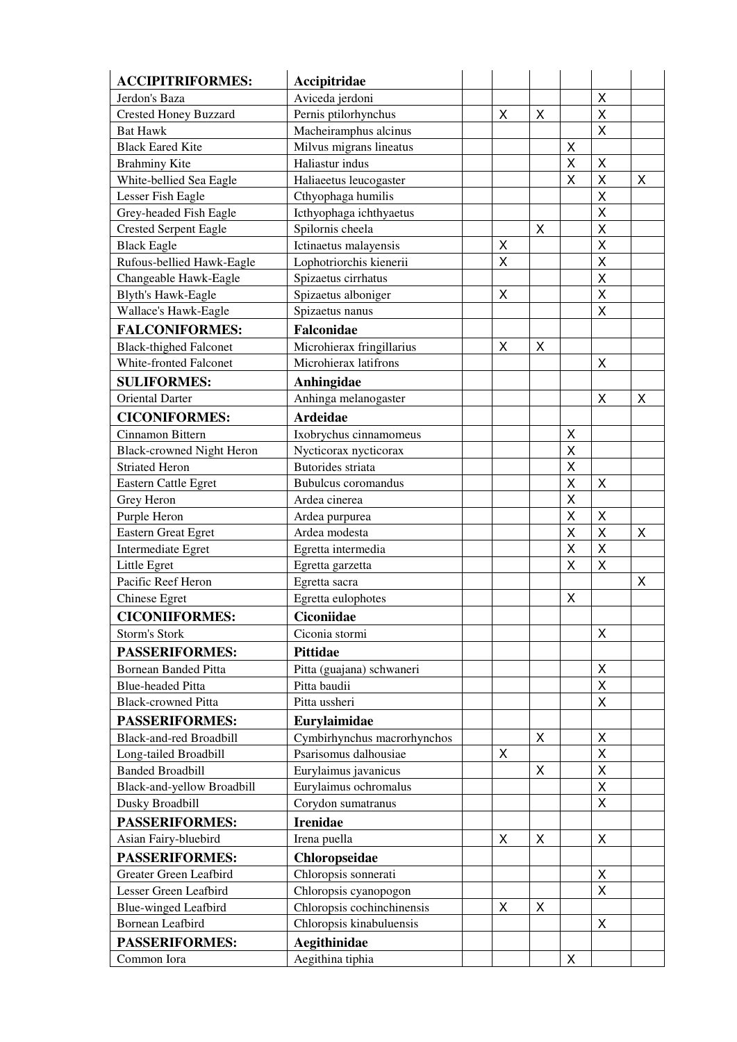| **ACCIPITRIFORMES:** | **Accipitridae** | | | | | | |
|---|---|---|---|---|---|---|---|
| Jerdon's Baza | Aviceda jerdoni | | | | | X | |
| Crested Honey Buzzard | Pernis ptilorhynchus | | X | X | | X | |
| Bat Hawk | Macheiramphus alcinus | | | | | X | |
| Black Eared Kite | Milvus migrans lineatus | | | | X | | |
| Brahminy Kite | Haliastur indus | | | | X | X | |
| White-bellied Sea Eagle | Haliaeetus leucogaster | | | | X | X | X |
| Lesser Fish Eagle | Cthyophaga humilis | | | | | X | |
| Grey-headed Fish Eagle | Icthyophaga ichthyaetus | | | | | X | |
| Crested Serpent Eagle | Spilornis cheela | | | X | | X | |
| Black Eagle | Ictinaetus malayensis | | X | | | X | |
| Rufous-bellied Hawk-Eagle | Lophotriorchis kienerii | | X | | | X | |
| Changeable Hawk-Eagle | Spizaetus cirrhatus | | | | | X | |
| Blyth's Hawk-Eagle | Spizaetus alboniger | | X | | | X | |
| Wallace's Hawk-Eagle | Spizaetus nanus | | | | | X | |
| **FALCONIFORMES:** | **Falconidae** | | | | | | |
| Black-thighed Falconet | Microhierax fringillarius | | X | X | | | |
| White-fronted Falconet | Microhierax latifrons | | | | | X | |
| **SULIFORMES:** | **Anhingidae** | | | | | | |
| Oriental Darter | Anhinga melanogaster | | | | | X | X |
| **CICONIFORMES:** | **Ardeidae** | | | | | | |
| Cinnamon Bittern | Ixobrychus cinnamomeus | | | | X | | |
| Black-crowned Night Heron | Nycticorax nycticorax | | | | X | | |
| Striated Heron | Butorides striata | | | | X | | |
| Eastern Cattle Egret | Bubulcus coromandus | | | | X | X | |
| Grey Heron | Ardea cinerea | | | | X | | |
| Purple Heron | Ardea purpurea | | | | X | X | |
| Eastern Great Egret | Ardea modesta | | | | X | X | X |
| Intermediate Egret | Egretta intermedia | | | | X | X | |
| Little Egret | Egretta garzetta | | | | X | X | |
| Pacific Reef Heron | Egretta sacra | | | | | | X |
| Chinese Egret | Egretta eulophotes | | | | X | | |
| **CICONIIFORMES:** | **Ciconiidae** | | | | | | |
| Storm's Stork | Ciconia stormi | | | | | X | |
| **PASSERIFORMES:** | **Pittidae** | | | | | | |
| Bornean Banded Pitta | Pitta (guajana) schwaneri | | | | | X | |
| Blue-headed Pitta | Pitta baudii | | | | | X | |
| Black-crowned Pitta | Pitta ussheri | | | | | X | |
| **PASSERIFORMES:** | **Eurylaimidae** | | | | | | |
| Black-and-red Broadbill | Cymbirhynchus macrorhynchos | | | X | | X | |
| Long-tailed Broadbill | Psarisomus dalhousiae | | X | | | X | |
| Banded Broadbill | Eurylaimus javanicus | | | X | | X | |
| Black-and-yellow Broadbill | Eurylaimus ochromalus | | | | | X | |
| Dusky Broadbill | Corydon sumatranus | | | | | X | |
| **PASSERIFORMES:** | **Irenidae** | | | | | | |
| Asian Fairy-bluebird | Irena puella | | X | X | | X | |
| **PASSERIFORMES:** | **Chloropseidae** | | | | | | |
| Greater Green Leafbird | Chloropsis sonnerati | | | | | X | |
| Lesser Green Leafbird | Chloropsis cyanopogon | | | | | X | |
| Blue-winged Leafbird | Chloropsis cochinchinensis | | X | X | | | |
| Bornean Leafbird | Chloropsis kinabuluensis | | | | | X | |
| **PASSERIFORMES:** | **Aegithinidae** | | | | | | |
| Common Iora | Aegithina tiphia | | | | X | | |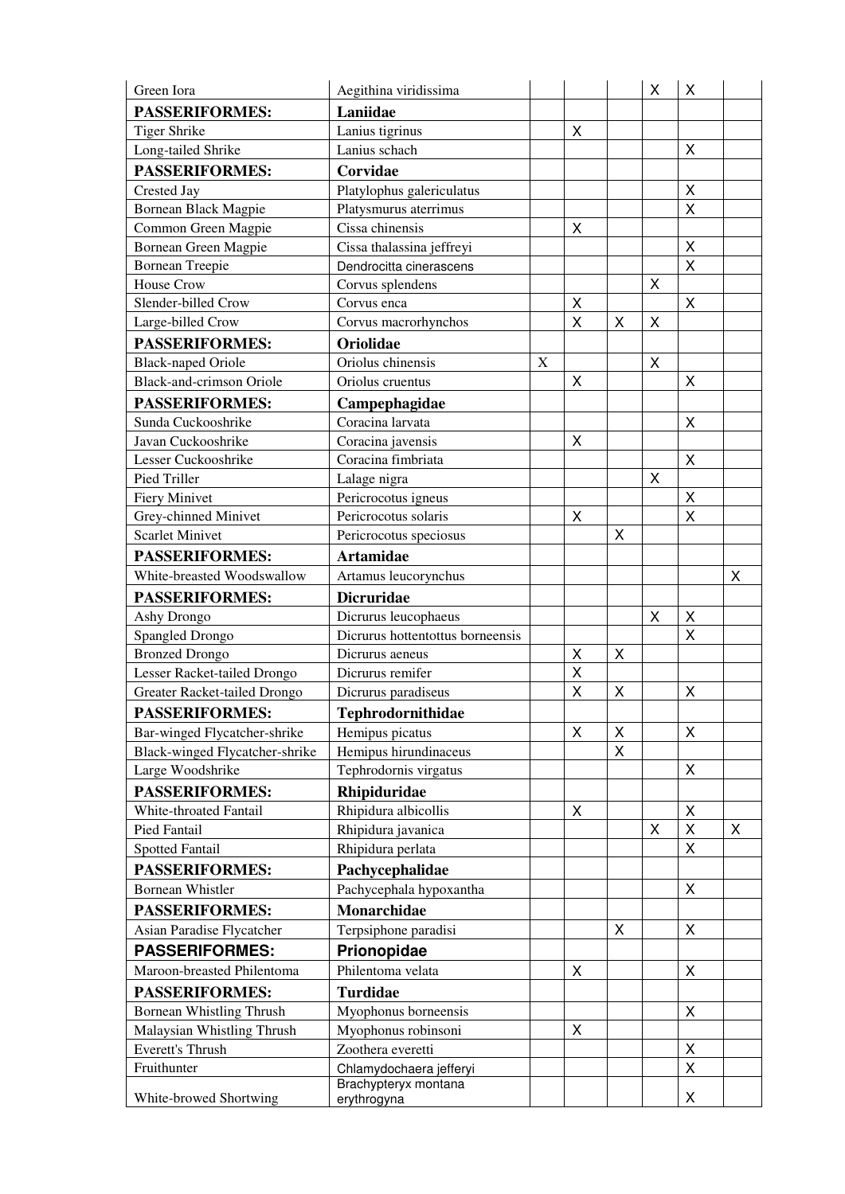| | | | | | | | |
|---|---|---|---|---|---|---|---|
| Green Iora | Aegithina viridissima | | | | X | X | |
| **PASSERIFORMES:** | **Laniidae** | | | | | | |
| Tiger Shrike | Lanius tigrinus | | X | | | | |
| Long-tailed Shrike | Lanius schach | | | | | X | |
| **PASSERIFORMES:** | **Corvidae** | | | | | | |
| Crested Jay | Platylophus galericulatus | | | | | X | |
| Bornean Black Magpie | Platysmurus aterrimus | | | | | X | |
| Common Green Magpie | Cissa chinensis | | X | | | | |
| Bornean Green Magpie | Cissa thalassina jeffreyi | | | | | X | |
| Bornean Treepie | Dendrocitta cinerascens | | | | | X | |
| House Crow | Corvus splendens | | | | X | | |
| Slender-billed Crow | Corvus enca | | X | | | X | |
| Large-billed Crow | Corvus macrorhynchos | | X | X | X | | |
| **PASSERIFORMES:** | **Oriolidae** | | | | | | |
| Black-naped Oriole | Oriolus chinensis | X | | | X | | |
| Black-and-crimson Oriole | Oriolus cruentus | | X | | | X | |
| **PASSERIFORMES:** | **Campephagidae** | | | | | | |
| Sunda Cuckooshrike | Coracina larvata | | | | | X | |
| Javan Cuckooshrike | Coracina javensis | | X | | | | |
| Lesser Cuckooshrike | Coracina fimbriata | | | | | X | |
| Pied Triller | Lalage nigra | | | | X | | |
| Fiery Minivet | Pericrocotus igneus | | | | | X | |
| Grey-chinned Minivet | Pericrocotus solaris | | X | | | X | |
| Scarlet Minivet | Pericrocotus speciosus | | | X | | | |
| **PASSERIFORMES:** | **Artamidae** | | | | | | |
| White-breasted Woodswallow | Artamus leucorynchus | | | | | | X |
| **PASSERIFORMES:** | **Dicruridae** | | | | | | |
| Ashy Drongo | Dicrurus leucophaeus | | | | X | X | |
| Spangled Drongo | Dicrurus hottentottus borneensis | | | | | X | |
| Bronzed Drongo | Dicrurus aeneus | | X | X | | | |
| Lesser Racket-tailed Drongo | Dicrurus remifer | | X | | | | |
| Greater Racket-tailed Drongo | Dicrurus paradiseus | | X | X | | X | |
| **PASSERIFORMES:** | **Tephrodornithidae** | | | | | | |
| Bar-winged Flycatcher-shrike | Hemipus picatus | | X | X | | X | |
| Black-winged Flycatcher-shrike | Hemipus hirundinaceus | | | X | | | |
| Large Woodshrike | Tephrodornis virgatus | | | | | X | |
| **PASSERIFORMES:** | **Rhipiduridae** | | | | | | |
| White-throated Fantail | Rhipidura albicollis | | X | | | X | |
| Pied Fantail | Rhipidura javanica | | | | X | X | X |
| Spotted Fantail | Rhipidura perlata | | | | | X | |
| **PASSERIFORMES:** | **Pachycephalidae** | | | | | | |
| Bornean Whistler | Pachycephala hypoxantha | | | | | X | |
| **PASSERIFORMES:** | **Monarchidae** | | | | | | |
| Asian Paradise Flycatcher | Terpsiphone paradisi | | | X | | X | |
| **PASSERIFORMES:** | **Prionopidae** | | | | | | |
| Maroon-breasted Philentoma | Philentoma velata | | X | | | X | |
| **PASSERIFORMES:** | **Turdidae** | | | | | | |
| Bornean Whistling Thrush | Myophonus borneensis | | | | | X | |
| Malaysian Whistling Thrush | Myophonus robinsoni | | X | | | | |
| Everett's Thrush | Zoothera everetti | | | | | X | |
| Fruithunter | Chlamydochaera jefferyi | | | | | X | |
| White-browed Shortwing | Brachypteryx montana erythrogyna | | | | | X | |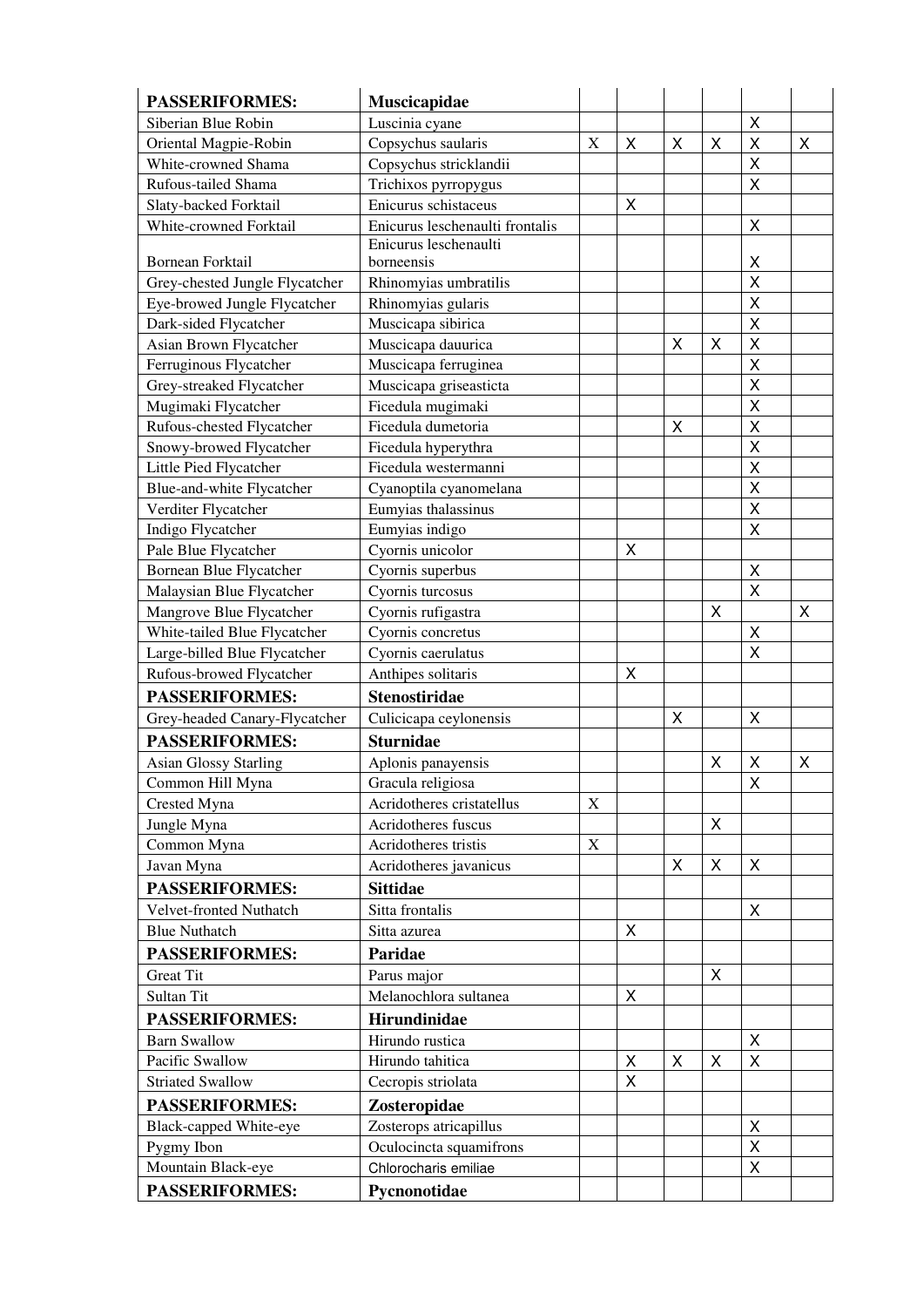| **PASSERIFORMES:** | **Muscicapidae** | | | | | | |
|---|---|---|---|---|---|---|---|
| Siberian Blue Robin | Luscinia cyane | | | | | X | |
| Oriental Magpie-Robin | Copsychus saularis | X | X | X | X | X | X |
| White-crowned Shama | Copsychus stricklandii | | | | | X | |
| Rufous-tailed Shama | Trichixos pyrropygus | | | | | X | |
| Slaty-backed Forktail | Enicurus schistaceus | | X | | | | |
| White-crowned Forktail | Enicurus leschenaulti frontalis | | | | | X | |
| Bornean Forktail | Enicurus leschenaulti borneensis | | | | | X | |
| Grey-chested Jungle Flycatcher | Rhinomyias umbratilis | | | | | X | |
| Eye-browed Jungle Flycatcher | Rhinomyias gularis | | | | | X | |
| Dark-sided Flycatcher | Muscicapa sibirica | | | | | X | |
| Asian Brown Flycatcher | Muscicapa dauurica | | | X | X | X | |
| Ferruginous Flycatcher | Muscicapa ferruginea | | | | | X | |
| Grey-streaked Flycatcher | Muscicapa griseasticta | | | | | X | |
| Mugimaki Flycatcher | Ficedula mugimaki | | | | | X | |
| Rufous-chested Flycatcher | Ficedula dumetoria | | | X | | X | |
| Snowy-browed Flycatcher | Ficedula hyperythra | | | | | X | |
| Little Pied Flycatcher | Ficedula westermanni | | | | | X | |
| Blue-and-white Flycatcher | Cyanoptila cyanomelana | | | | | X | |
| Verditer Flycatcher | Eumyias thalassinus | | | | | X | |
| Indigo Flycatcher | Eumyias indigo | | | | | X | |
| Pale Blue Flycatcher | Cyornis unicolor | | X | | | | |
| Bornean Blue Flycatcher | Cyornis superbus | | | | | X | |
| Malaysian Blue Flycatcher | Cyornis turcosus | | | | | X | |
| Mangrove Blue Flycatcher | Cyornis rufigastra | | | | X | | X |
| White-tailed Blue Flycatcher | Cyornis concretus | | | | | X | |
| Large-billed Blue Flycatcher | Cyornis caerulatus | | | | | X | |
| Rufous-browed Flycatcher | Anthipes solitaris | | X | | | | |
| **PASSERIFORMES:** | **Stenostiridae** | | | | | | |
| Grey-headed Canary-Flycatcher | Culicicapa ceylonensis | | | X | | X | |
| **PASSERIFORMES:** | **Sturnidae** | | | | | | |
| Asian Glossy Starling | Aplonis panayensis | | | | X | X | X |
| Common Hill Myna | Gracula religiosa | | | | | X | |
| Crested Myna | Acridotheres cristatellus | X | | | | | |
| Jungle Myna | Acridotheres fuscus | | | | X | | |
| Common Myna | Acridotheres tristis | X | | | | | |
| Javan Myna | Acridotheres javanicus | | | X | X | X | |
| **PASSERIFORMES:** | **Sittidae** | | | | | | |
| Velvet-fronted Nuthatch | Sitta frontalis | | | | | X | |
| Blue Nuthatch | Sitta azurea | | X | | | | |
| **PASSERIFORMES:** | **Paridae** | | | | | | |
| Great Tit | Parus major | | | | X | | |
| Sultan Tit | Melanochlora sultanea | | X | | | | |
| **PASSERIFORMES:** | **Hirundinidae** | | | | | | |
| Barn Swallow | Hirundo rustica | | | | | X | |
| Pacific Swallow | Hirundo tahitica | | X | X | X | X | |
| Striated Swallow | Cecropis striolata | | X | | | | |
| **PASSERIFORMES:** | **Zosteropidae** | | | | | | |
| Black-capped White-eye | Zosterops atricapillus | | | | | X | |
| Pygmy Ibon | Oculocincta squamifrons | | | | | X | |
| Mountain Black-eye | Chlorocharis emiliae | | | | | X | |
| **PASSERIFORMES:** | **Pycnonotidae** | | | | | | |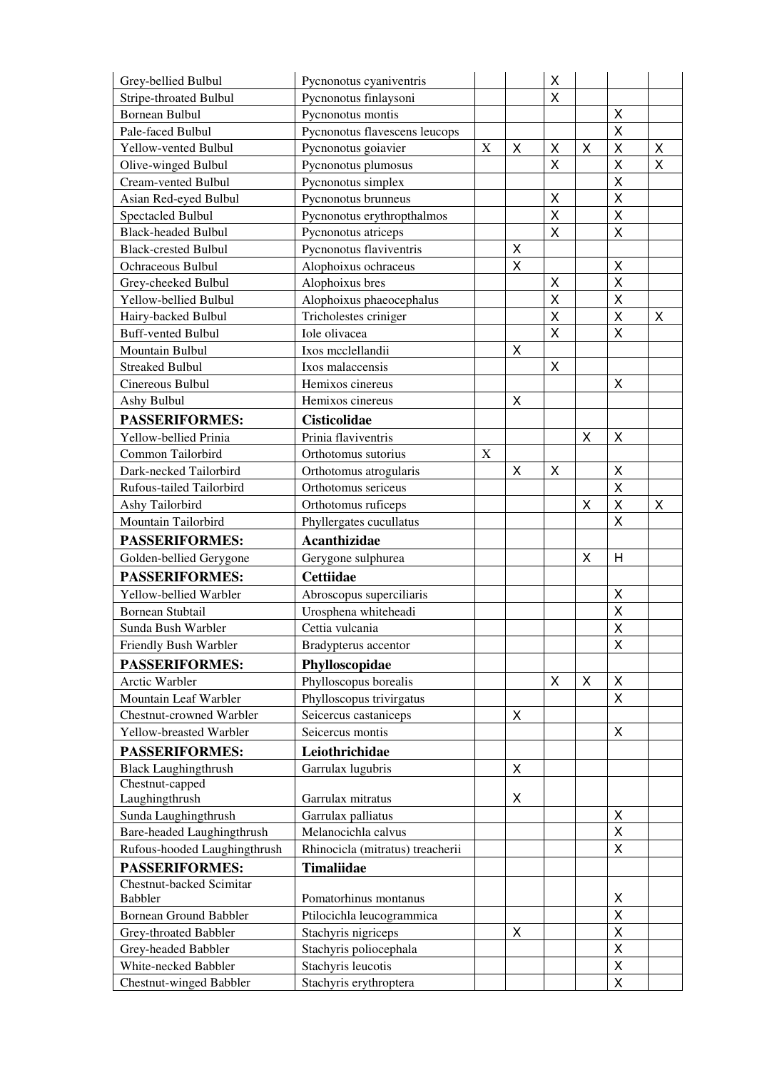| | | | | | | | |
|---|---|---|---|---|---|---|---|
| Grey-bellied Bulbul | Pycnonotus cyaniventris | | | X | | | |
| Stripe-throated Bulbul | Pycnonotus finlaysoni | | | X | | | |
| Bornean Bulbul | Pycnonotus montis | | | | | X | |
| Pale-faced Bulbul | Pycnonotus flavescens leucops | | | | | X | |
| Yellow-vented Bulbul | Pycnonotus goiavier | X | X | X | X | X | X |
| Olive-winged Bulbul | Pycnonotus plumosus | | | X | | X | X |
| Cream-vented Bulbul | Pycnonotus simplex | | | | | X | |
| Asian Red-eyed Bulbul | Pycnonotus brunneus | | | X | | X | |
| Spectacled Bulbul | Pycnonotus erythropthalmos | | | X | | X | |
| Black-headed Bulbul | Pycnonotus atriceps | | | X | | X | |
| Black-crested Bulbul | Pycnonotus flaviventris | | X | | | | |
| Ochraceous Bulbul | Alophoixus ochraceus | | X | | | X | |
| Grey-cheeked Bulbul | Alophoixus bres | | | X | | X | |
| Yellow-bellied Bulbul | Alophoixus phaeocephalus | | | X | | X | |
| Hairy-backed Bulbul | Tricholestes criniger | | | X | | X | X |
| Buff-vented Bulbul | Iole olivacea | | | X | | X | |
| Mountain Bulbul | Ixos mcclellandii | | X | | | | |
| Streaked Bulbul | Ixos malaccensis | | | X | | | |
| Cinereous Bulbul | Hemixos cinereus | | | | | X | |
| Ashy Bulbul | Hemixos cinereus | | X | | | | |
| **PASSERIFORMES:** | **Cisticolidae** | | | | | | |
| Yellow-bellied Prinia | Prinia flaviventris | | | | X | X | |
| Common Tailorbird | Orthotomus sutorius | X | | | | | |
| Dark-necked Tailorbird | Orthotomus atrogularis | | X | X | | X | |
| Rufous-tailed Tailorbird | Orthotomus sericeus | | | | | X | |
| Ashy Tailorbird | Orthotomus ruficeps | | | | X | X | X |
| Mountain Tailorbird | Phyllergates cucullatus | | | | | X | |
| **PASSERIFORMES:** | **Acanthizidae** | | | | | | |
| Golden-bellied Gerygone | Gerygone sulphurea | | | | X | H | |
| **PASSERIFORMES:** | **Cettiidae** | | | | | | |
| Yellow-bellied Warbler | Abroscopus superciliaris | | | | | X | |
| Bornean Stubtail | Urosphena whiteheadi | | | | | X | |
| Sunda Bush Warbler | Cettia vulcania | | | | | X | |
| Friendly Bush Warbler | Bradypterus accentor | | | | | X | |
| **PASSERIFORMES:** | **Phylloscopidae** | | | | | | |
| Arctic Warbler | Phylloscopus borealis | | | X | X | X | |
| Mountain Leaf Warbler | Phylloscopus trivirgatus | | | | | X | |
| Chestnut-crowned Warbler | Seicercus castaniceps | | X | | | | |
| Yellow-breasted Warbler | Seicercus montis | | | | | X | |
| **PASSERIFORMES:** | **Leiothrichidae** | | | | | | |
| Black Laughingthrush | Garrulax lugubris | | X | | | | |
| Chestnut-capped Laughingthrush | Garrulax mitratus | | X | | | | |
| Sunda Laughingthrush | Garrulax palliatus | | | | | X | |
| Bare-headed Laughingthrush | Melanocichla calvus | | | | | X | |
| Rufous-hooded Laughingthrush | Rhinocicla (mitratus) treacherii | | | | | X | |
| **PASSERIFORMES:** | **Timaliidae** | | | | | | |
| Chestnut-backed Scimitar Babbler | Pomatorhinus montanus | | | | | X | |
| Bornean Ground Babbler | Ptilocichla leucogrammica | | | | | X | |
| Grey-throated Babbler | Stachyris nigriceps | | X | | | X | |
| Grey-headed Babbler | Stachyris poliocephala | | | | | X | |
| White-necked Babbler | Stachyris leucotis | | | | | X | |
| Chestnut-winged Babbler | Stachyris erythroptera | | | | | X | |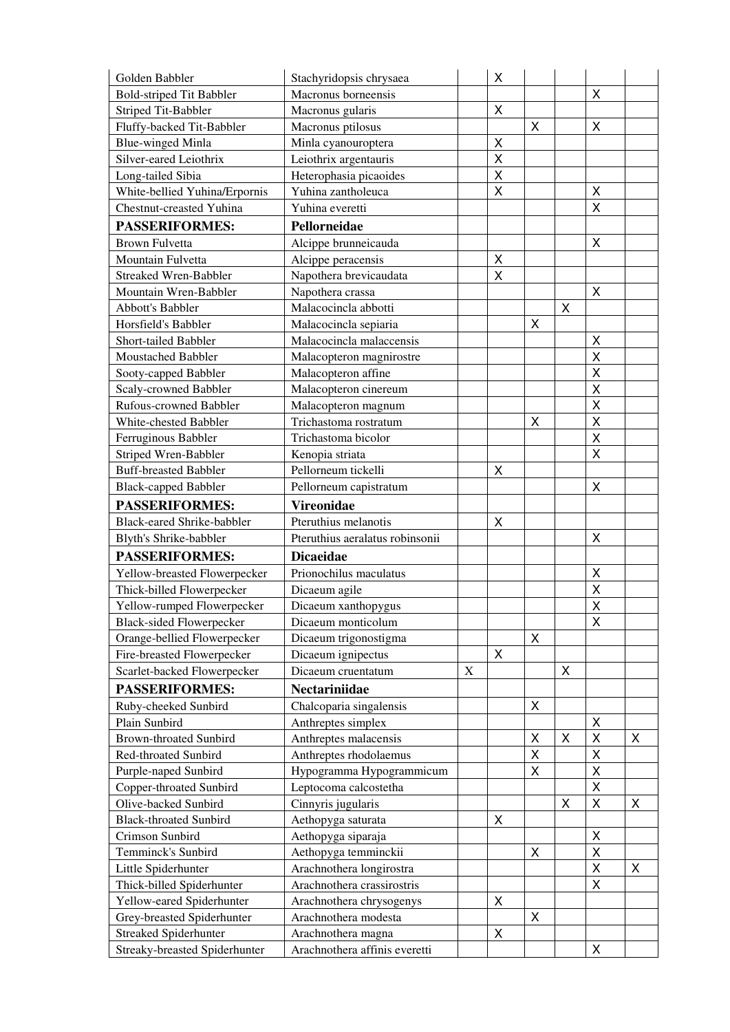| | | | | | | | |
|---|---|---|---|---|---|---|---|
| Golden Babbler | Stachyridopsis chrysaea | | X | | | | |
| Bold-striped Tit Babbler | Macronus borneensis | | | | | X | |
| Striped Tit-Babbler | Macronus gularis | | X | | | | |
| Fluffy-backed Tit-Babbler | Macronus ptilosus | | | X | | X | |
| Blue-winged Minla | Minla cyanouroptera | | X | | | | |
| Silver-eared Leiothrix | Leiothrix argentauris | | X | | | | |
| Long-tailed Sibia | Heterophasia picaoides | | X | | | | |
| White-bellied Yuhina/Erpornis | Yuhina zantholeuca | | X | | | X | |
| Chestnut-creasted Yuhina | Yuhina everetti | | | | | X | |
| **PASSERIFORMES:** | **Pellorneidae** | | | | | | |
| Brown Fulvetta | Alcippe brunneicauda | | | | | X | |
| Mountain Fulvetta | Alcippe peracensis | | X | | | | |
| Streaked Wren-Babbler | Napothera brevicaudata | | X | | | | |
| Mountain Wren-Babbler | Napothera crassa | | | | | X | |
| Abbott's Babbler | Malacocincla abbotti | | | | X | | |
| Horsfield's Babbler | Malacocincla sepiaria | | | X | | | |
| Short-tailed Babbler | Malacocincla malaccensis | | | | | X | |
| Moustached Babbler | Malacopteron magnirostre | | | | | X | |
| Sooty-capped Babbler | Malacopteron affine | | | | | X | |
| Scaly-crowned Babbler | Malacopteron cinereum | | | | | X | |
| Rufous-crowned Babbler | Malacopteron magnum | | | | | X | |
| White-chested Babbler | Trichastoma rostratum | | | X | | X | |
| Ferruginous Babbler | Trichastoma bicolor | | | | | X | |
| Striped Wren-Babbler | Kenopia striata | | | | | X | |
| Buff-breasted Babbler | Pellorneum tickelli | | X | | | | |
| Black-capped Babbler | Pellorneum capistratum | | | | | X | |
| **PASSERIFORMES:** | **Vireonidae** | | | | | | |
| Black-eared Shrike-babbler | Pteruthius melanotis | | X | | | | |
| Blyth's Shrike-babbler | Pteruthius aeralatus robinsonii | | | | | X | |
| **PASSERIFORMES:** | **Dicaeidae** | | | | | | |
| Yellow-breasted Flowerpecker | Prionochilus maculatus | | | | | X | |
| Thick-billed Flowerpecker | Dicaeum agile | | | | | X | |
| Yellow-rumped Flowerpecker | Dicaeum xanthopygus | | | | | X | |
| Black-sided Flowerpecker | Dicaeum monticolum | | | | | X | |
| Orange-bellied Flowerpecker | Dicaeum trigonostigma | | | X | | | |
| Fire-breasted Flowerpecker | Dicaeum ignipectus | | X | | | | |
| Scarlet-backed Flowerpecker | Dicaeum cruentatum | X | | | X | | |
| **PASSERIFORMES:** | **Nectariniidae** | | | | | | |
| Ruby-cheeked Sunbird | Chalcoparia singalensis | | | X | | | |
| Plain Sunbird | Anthreptes simplex | | | | | X | |
| Brown-throated Sunbird | Anthreptes malacensis | | | X | X | X | X |
| Red-throated Sunbird | Anthreptes rhodolaemus | | | X | | X | |
| Purple-naped Sunbird | Hypogramma Hypogrammicum | | | X | | X | |
| Copper-throated Sunbird | Leptocoma calcostetha | | | | | X | |
| Olive-backed Sunbird | Cinnyris jugularis | | | | X | X | X |
| Black-throated Sunbird | Aethopyga saturata | | X | | | | |
| Crimson Sunbird | Aethopyga siparaja | | | | | X | |
| Temminck's Sunbird | Aethopyga temminckii | | | X | | X | |
| Little Spiderhunter | Arachnothera longirostra | | | | | X | X |
| Thick-billed Spiderhunter | Arachnothera crassirostris | | | | | X | |
| Yellow-eared Spiderhunter | Arachnothera chrysogenys | | X | | | | |
| Grey-breasted Spiderhunter | Arachnothera modesta | | | X | | | |
| Streaked Spiderhunter | Arachnothera magna | | X | | | | |
| Streaky-breasted Spiderhunter | Arachnothera affinis everetti | | | | | X | |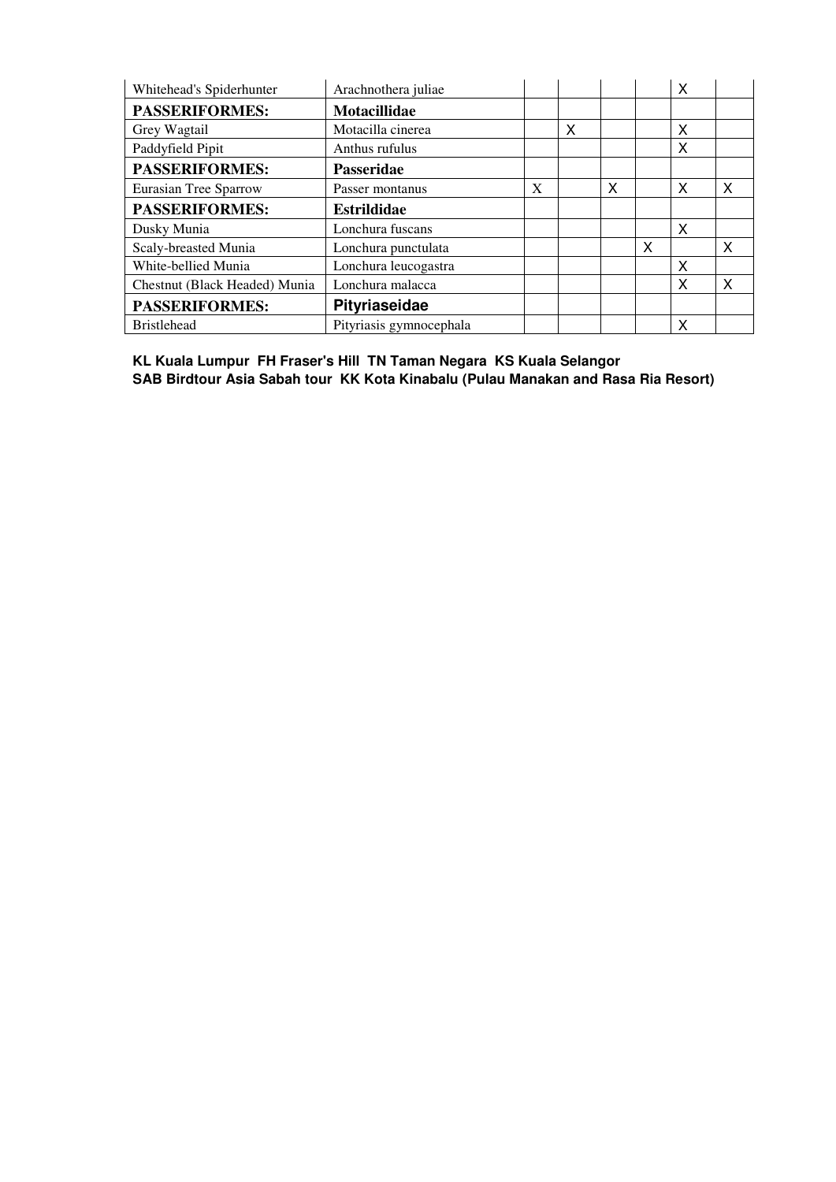| | | | | | | | |
|---|---|---|---|---|---|---|---|
| Whitehead's Spiderhunter | Arachnothera juliae | | | | | X | |
| **PASSERIFORMES:** | **Motacillidae** | | | | | | |
| Grey Wagtail | Motacilla cinerea | | X | | | X | |
| Paddyfield Pipit | Anthus rufulus | | | | | X | |
| **PASSERIFORMES:** | **Passeridae** | | | | | | |
| Eurasian Tree Sparrow | Passer montanus | X | | X | | X | X |
| **PASSERIFORMES:** | **Estrildidae** | | | | | | |
| Dusky Munia | Lonchura fuscans | | | | | X | |
| Scaly-breasted Munia | Lonchura punctulata | | | | X | | X |
| White-bellied Munia | Lonchura leucogastra | | | | | X | |
| Chestnut (Black Headed) Munia | Lonchura malacca | | | | | X | X |
| **PASSERIFORMES:** | **Pityriaseidae** | | | | | | |
| Bristlehead | Pityriasis gymnocephala | | | | | X | |

**KL Kuala Lumpur FH Fraser's Hill TN Taman Negara KS Kuala Selangor**
**SAB Birdtour Asia Sabah tour KK Kota Kinabalu (Pulau Manakan and Rasa Ria Resort)**